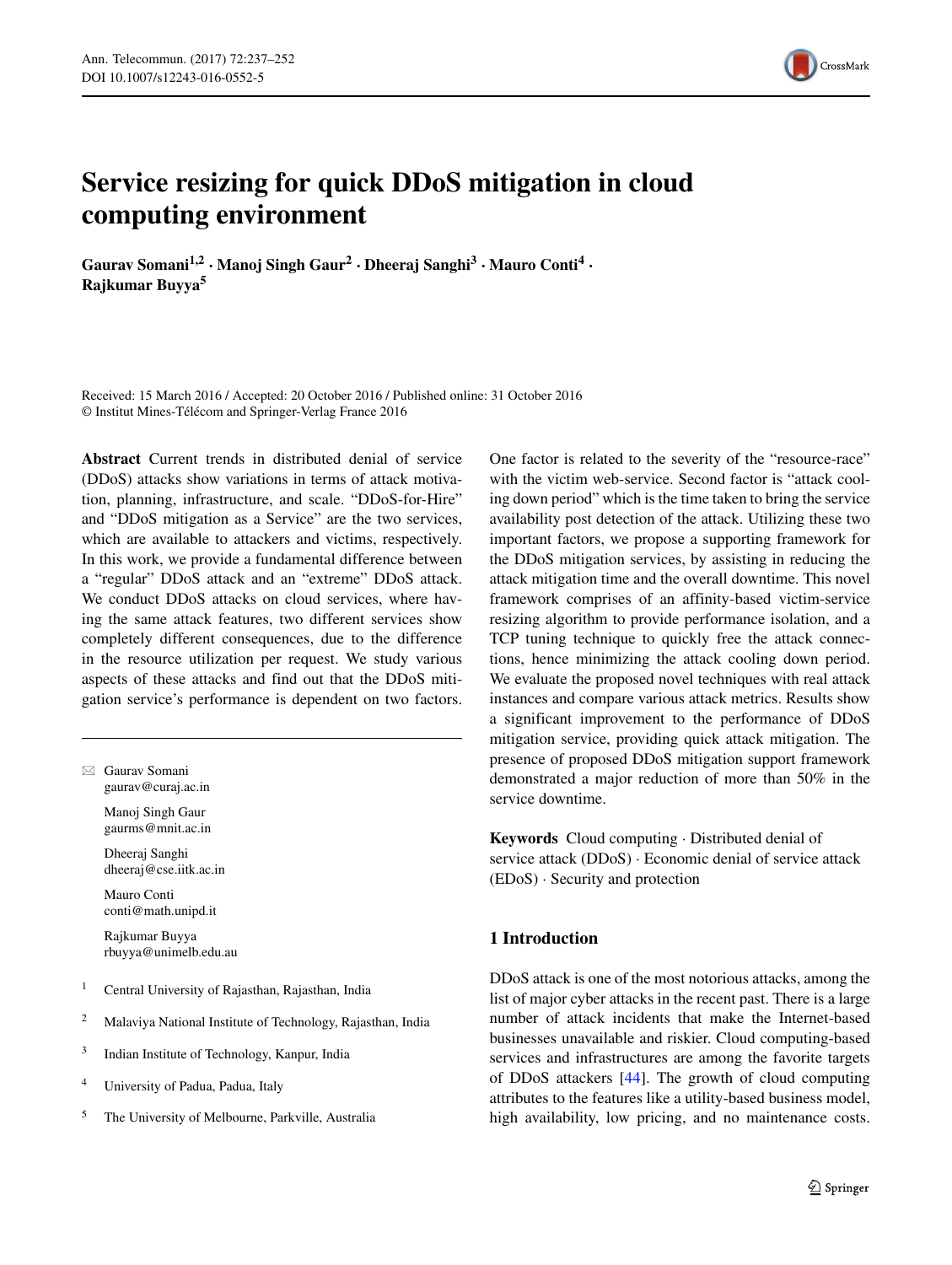# Service resizing for quick DDoS mitigation in cloud computing environment

**Gaurav Somani[1,2] · Manoj Singh Gaur[2] · Dheeraj Sanghi[3] · Mauro Conti[4] · Rajkumar Buyya[5]**

Received: 15 March 2016 / Accepted: 20 October 2016 / Published online: 31 October 2016
© Institut Mines-Télécom and Springer-Verlag France 2016

**Abstract** Current trends in distributed denial of service (DDoS) attacks show variations in terms of attack motivation, planning, infrastructure, and scale. "DDoS-for-Hire" and "DDoS mitigation as a Service" are the two services, which are available to attackers and victims, respectively. In this work, we provide a fundamental difference between a "regular" DDoS attack and an "extreme" DDoS attack. We conduct DDoS attacks on cloud services, where having the same attack features, two different services show completely different consequences, due to the difference in the resource utilization per request. We study various aspects of these attacks and find out that the DDoS mitigation service's performance is dependent on two factors. One factor is related to the severity of the "resource-race" with the victim web-service. Second factor is "attack cooling down period" which is the time taken to bring the service availability post detection of the attack. Utilizing these two important factors, we propose a supporting framework for the DDoS mitigation services, by assisting in reducing the attack mitigation time and the overall downtime. This novel framework comprises of an affinity-based victim-service resizing algorithm to provide performance isolation, and a TCP tuning technique to quickly free the attack connections, hence minimizing the attack cooling down period. We evaluate the proposed novel techniques with real attack instances and compare various attack metrics. Results show a significant improvement to the performance of DDoS mitigation service, providing quick attack mitigation. The presence of proposed DDoS mitigation support framework demonstrated a major reduction of more than 50% in the service downtime.

**Keywords** Cloud computing · Distributed denial of service attack (DDoS) · Economic denial of service attack (EDoS) · Security and protection

✉ Gaurav Somani
gaurav@curaj.ac.in

Manoj Singh Gaur
gaurms@mnit.ac.in

Dheeraj Sanghi
dheeraj@cse.iitk.ac.in

Mauro Conti
conti@math.unipd.it

Rajkumar Buyya
rbuyya@unimelb.edu.au

1 Central University of Rajasthan, Rajasthan, India

2 Malaviya National Institute of Technology, Rajasthan, India

3 Indian Institute of Technology, Kanpur, India

4 University of Padua, Padua, Italy

5 The University of Melbourne, Parkville, Australia

## 1 Introduction

DDoS attack is one of the most notorious attacks, among the list of major cyber attacks in the recent past. There is a large number of attack incidents that make the Internet-based businesses unavailable and riskier. Cloud computing-based services and infrastructures are among the favorite targets of DDoS attackers [44]. The growth of cloud computing attributes to the features like a utility-based business model, high availability, low pricing, and no maintenance costs.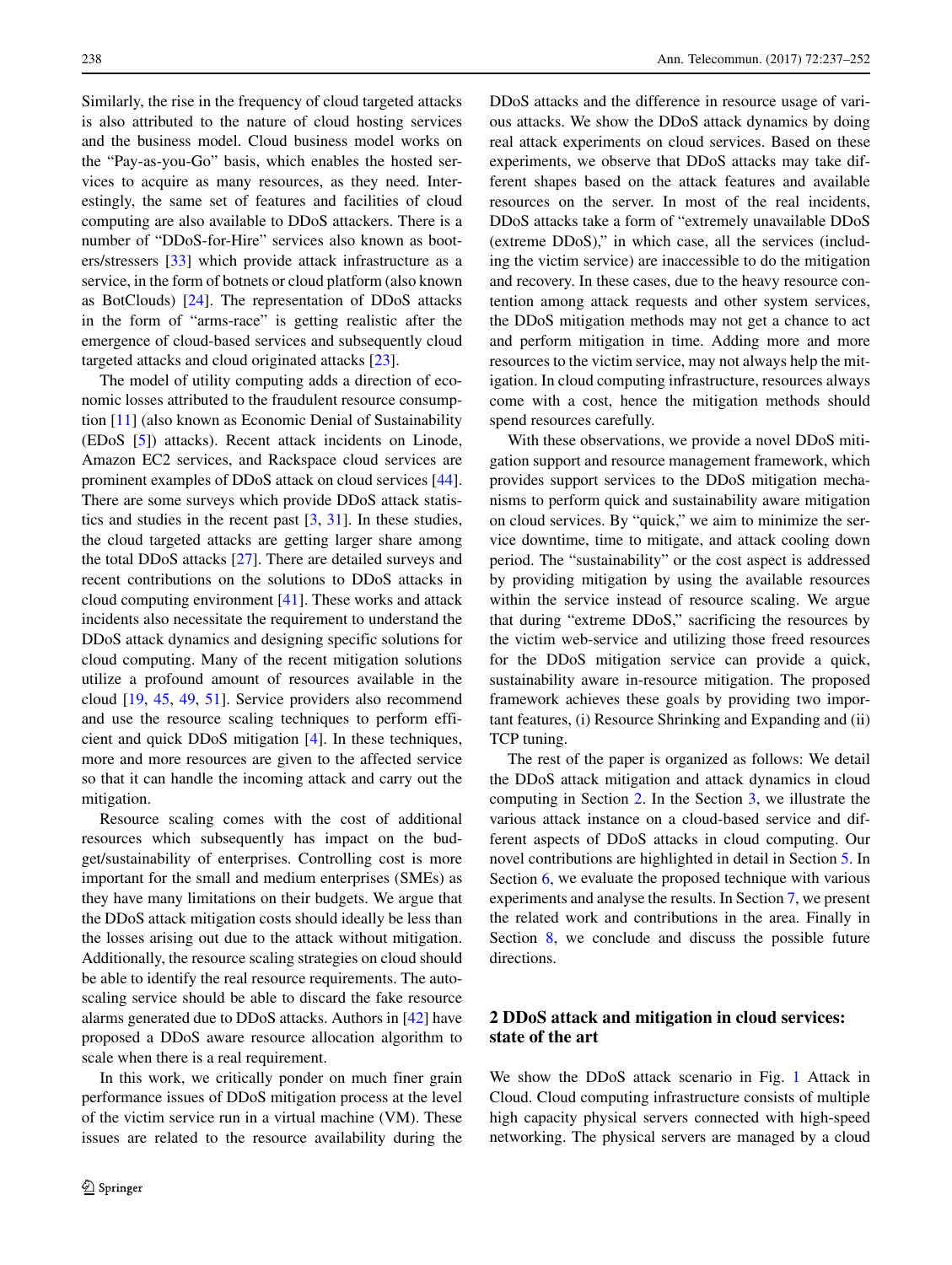Similarly, the rise in the frequency of cloud targeted attacks is also attributed to the nature of cloud hosting services and the business model. Cloud business model works on the "Pay-as-you-Go" basis, which enables the hosted services to acquire as many resources, as they need. Interestingly, the same set of features and facilities of cloud computing are also available to DDoS attackers. There is a number of "DDoS-for-Hire" services also known as booters/stressers [33] which provide attack infrastructure as a service, in the form of botnets or cloud platform (also known as BotClouds) [24]. The representation of DDoS attacks in the form of "arms-race" is getting realistic after the emergence of cloud-based services and subsequently cloud targeted attacks and cloud originated attacks [23].

The model of utility computing adds a direction of economic losses attributed to the fraudulent resource consumption [11] (also known as Economic Denial of Sustainability (EDoS [5]) attacks). Recent attack incidents on Linode, Amazon EC2 services, and Rackspace cloud services are prominent examples of DDoS attack on cloud services [44]. There are some surveys which provide DDoS attack statistics and studies in the recent past [3, 31]. In these studies, the cloud targeted attacks are getting larger share among the total DDoS attacks [27]. There are detailed surveys and recent contributions on the solutions to DDoS attacks in cloud computing environment [41]. These works and attack incidents also necessitate the requirement to understand the DDoS attack dynamics and designing specific solutions for cloud computing. Many of the recent mitigation solutions utilize a profound amount of resources available in the cloud [19, 45, 49, 51]. Service providers also recommend and use the resource scaling techniques to perform efficient and quick DDoS mitigation [4]. In these techniques, more and more resources are given to the affected service so that it can handle the incoming attack and carry out the mitigation.

Resource scaling comes with the cost of additional resources which subsequently has impact on the budget/sustainability of enterprises. Controlling cost is more important for the small and medium enterprises (SMEs) as they have many limitations on their budgets. We argue that the DDoS attack mitigation costs should ideally be less than the losses arising out due to the attack without mitigation. Additionally, the resource scaling strategies on cloud should be able to identify the real resource requirements. The autoscaling service should be able to discard the fake resource alarms generated due to DDoS attacks. Authors in [42] have proposed a DDoS aware resource allocation algorithm to scale when there is a real requirement.

In this work, we critically ponder on much finer grain performance issues of DDoS mitigation process at the level of the victim service run in a virtual machine (VM). These issues are related to the resource availability during the DDoS attacks and the difference in resource usage of various attacks. We show the DDoS attack dynamics by doing real attack experiments on cloud services. Based on these experiments, we observe that DDoS attacks may take different shapes based on the attack features and available resources on the server. In most of the real incidents, DDoS attacks take a form of "extremely unavailable DDoS (extreme DDoS)," in which case, all the services (including the victim service) are inaccessible to do the mitigation and recovery. In these cases, due to the heavy resource contention among attack requests and other system services, the DDoS mitigation methods may not get a chance to act and perform mitigation in time. Adding more and more resources to the victim service, may not always help the mitigation. In cloud computing infrastructure, resources always come with a cost, hence the mitigation methods should spend resources carefully.

With these observations, we provide a novel DDoS mitigation support and resource management framework, which provides support services to the DDoS mitigation mechanisms to perform quick and sustainability aware mitigation on cloud services. By "quick," we aim to minimize the service downtime, time to mitigate, and attack cooling down period. The "sustainability" or the cost aspect is addressed by providing mitigation by using the available resources within the service instead of resource scaling. We argue that during "extreme DDoS," sacrificing the resources by the victim web-service and utilizing those freed resources for the DDoS mitigation service can provide a quick, sustainability aware in-resource mitigation. The proposed framework achieves these goals by providing two important features, (i) Resource Shrinking and Expanding and (ii) TCP tuning.

The rest of the paper is organized as follows: We detail the DDoS attack mitigation and attack dynamics in cloud computing in Section 2. In the Section 3, we illustrate the various attack instance on a cloud-based service and different aspects of DDoS attacks in cloud computing. Our novel contributions are highlighted in detail in Section 5. In Section 6, we evaluate the proposed technique with various experiments and analyse the results. In Section 7, we present the related work and contributions in the area. Finally in Section 8, we conclude and discuss the possible future directions.

## 2 DDoS attack and mitigation in cloud services: state of the art

We show the DDoS attack scenario in Fig. 1 Attack in Cloud. Cloud computing infrastructure consists of multiple high capacity physical servers connected with high-speed networking. The physical servers are managed by a cloud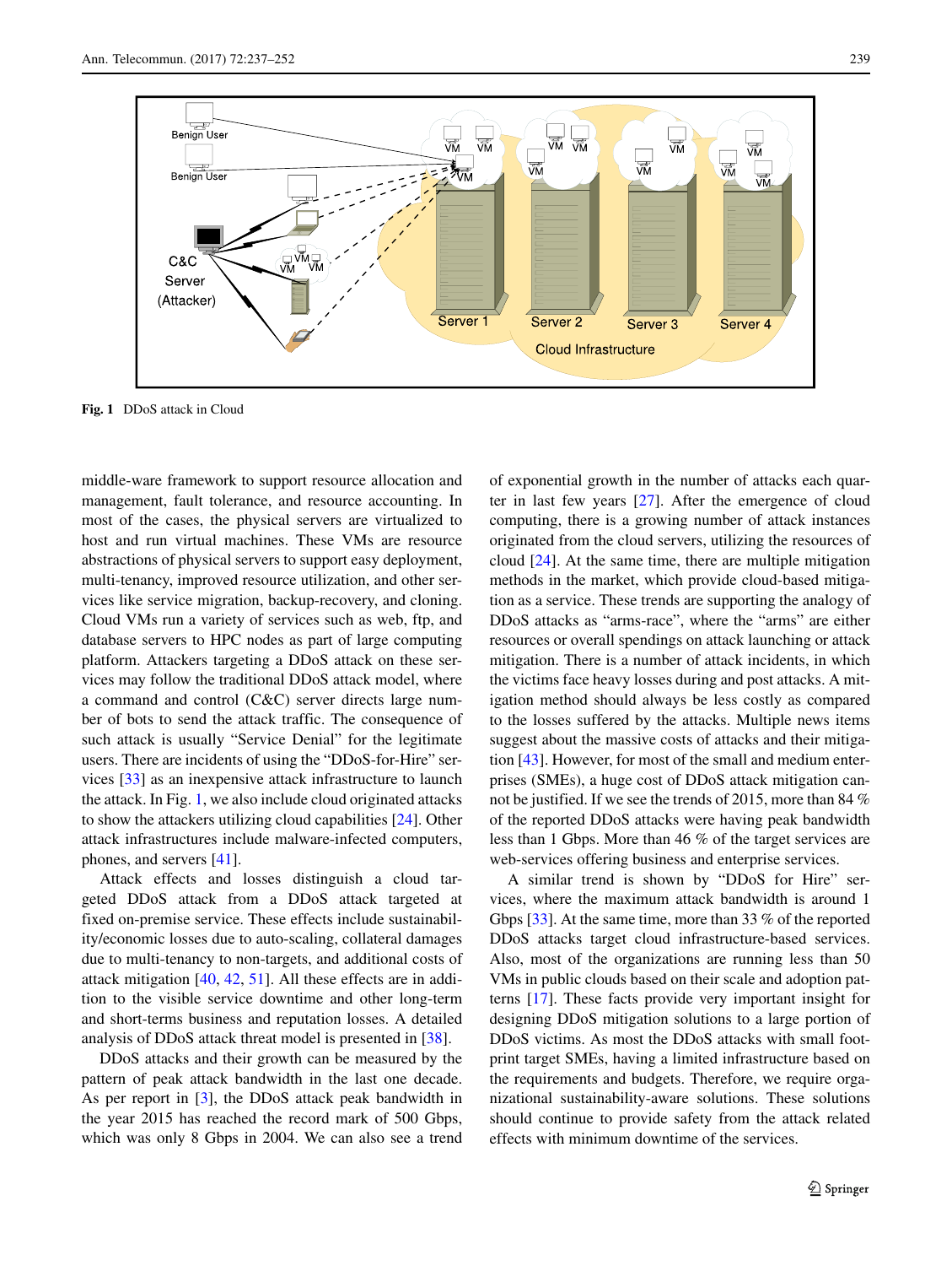Fig. 1 DDoS attack in Cloud

middle-ware framework to support resource allocation and management, fault tolerance, and resource accounting. In most of the cases, the physical servers are virtualized to host and run virtual machines. These VMs are resource abstractions of physical servers to support easy deployment, multi-tenancy, improved resource utilization, and other services like service migration, backup-recovery, and cloning. Cloud VMs run a variety of services such as web, ftp, and database servers to HPC nodes as part of large computing platform. Attackers targeting a DDoS attack on these services may follow the traditional DDoS attack model, where a command and control (C&C) server directs large number of bots to send the attack traffic. The consequence of such attack is usually "Service Denial" for the legitimate users. There are incidents of using the "DDoS-for-Hire" services [33] as an inexpensive attack infrastructure to launch the attack. In Fig. 1, we also include cloud originated attacks to show the attackers utilizing cloud capabilities [24]. Other attack infrastructures include malware-infected computers, phones, and servers [41].

Attack effects and losses distinguish a cloud targeted DDoS attack from a DDoS attack targeted at fixed on-premise service. These effects include sustainability/economic losses due to auto-scaling, collateral damages due to multi-tenancy to non-targets, and additional costs of attack mitigation [40, 42, 51]. All these effects are in addition to the visible service downtime and other long-term and short-terms business and reputation losses. A detailed analysis of DDoS attack threat model is presented in [38].

DDoS attacks and their growth can be measured by the pattern of peak attack bandwidth in the last one decade. As per report in [3], the DDoS attack peak bandwidth in the year 2015 has reached the record mark of 500 Gbps, which was only 8 Gbps in 2004. We can also see a trend of exponential growth in the number of attacks each quarter in last few years [27]. After the emergence of cloud computing, there is a growing number of attack instances originated from the cloud servers, utilizing the resources of cloud [24]. At the same time, there are multiple mitigation methods in the market, which provide cloud-based mitigation as a service. These trends are supporting the analogy of DDoS attacks as "arms-race", where the "arms" are either resources or overall spendings on attack launching or attack mitigation. There is a number of attack incidents, in which the victims face heavy losses during and post attacks. A mitigation method should always be less costly as compared to the losses suffered by the attacks. Multiple news items suggest about the massive costs of attacks and their mitigation [43]. However, for most of the small and medium enterprises (SMEs), a huge cost of DDoS attack mitigation cannot be justified. If we see the trends of 2015, more than 84 % of the reported DDoS attacks were having peak bandwidth less than 1 Gbps. More than 46 % of the target services are web-services offering business and enterprise services.

A similar trend is shown by "DDoS for Hire" services, where the maximum attack bandwidth is around 1 Gbps [33]. At the same time, more than 33 % of the reported DDoS attacks target cloud infrastructure-based services. Also, most of the organizations are running less than 50 VMs in public clouds based on their scale and adoption patterns [17]. These facts provide very important insight for designing DDoS mitigation solutions to a large portion of DDoS victims. As most the DDoS attacks with small footprint target SMEs, having a limited infrastructure based on the requirements and budgets. Therefore, we require organizational sustainability-aware solutions. These solutions should continue to provide safety from the attack related effects with minimum downtime of the services.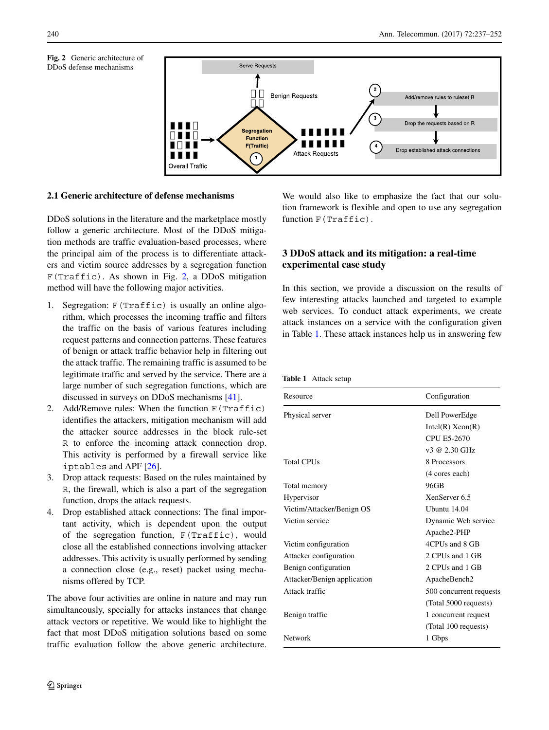**Fig. 2** Generic architecture of DDoS defense mechanisms

### 2.1 Generic architecture of defense mechanisms

DDoS solutions in the literature and the marketplace mostly follow a generic architecture. Most of the DDoS mitigation methods are traffic evaluation-based processes, where the principal aim of the process is to differentiate attackers and victim source addresses by a segregation function `F(Traffic)`. As shown in Fig. 2, a DDoS mitigation method will have the following major activities.

1. Segregation: `F(Traffic)` is usually an online algorithm, which processes the incoming traffic and filters the traffic on the basis of various features including request patterns and connection patterns. These features of benign or attack traffic behavior help in filtering out the attack traffic. The remaining traffic is assumed to be legitimate traffic and served by the service. There are a large number of such segregation functions, which are discussed in surveys on DDoS mechanisms [41].
2. Add/Remove rules: When the function `F(Traffic)` identifies the attackers, mitigation mechanism will add the attacker source addresses in the block rule-set `R` to enforce the incoming attack connection drop. This activity is performed by a firewall service like `iptables` and APF [26].
3. Drop attack requests: Based on the rules maintained by `R`, the firewall, which is also a part of the segregation function, drops the attack requests.
4. Drop established attack connections: The final important activity, which is dependent upon the output of the segregation function, `F(Traffic)`, would close all the established connections involving attacker addresses. This activity is usually performed by sending a connection close (e.g., reset) packet using mechanisms offered by TCP.

The above four activities are online in nature and may run simultaneously, specially for attacks instances that change attack vectors or repetitive. We would like to highlight the fact that most DDoS mitigation solutions based on some traffic evaluation follow the above generic architecture. We would also like to emphasize the fact that our solution framework is flexible and open to use any segregation function `F(Traffic)`.

## 3 DDoS attack and its mitigation: a real-time experimental case study

In this section, we provide a discussion on the results of few interesting attacks launched and targeted to example web services. To conduct attack experiments, we create attack instances on a service with the configuration given in Table 1. These attack instances help us in answering few

**Table 1** Attack setup

| Resource | Configuration |
|---|---|
| Physical server | Dell PowerEdge Intel(R) Xeon(R) CPU E5-2670 v3 @ 2.30 GHz |
| Total CPUs | 8 Processors (4 cores each) |
| Total memory | 96GB |
| Hypervisor | XenServer 6.5 |
| Victim/Attacker/Benign OS | Ubuntu 14.04 |
| Victim service | Dynamic Web service Apache2-PHP |
| Victim configuration | 4CPUs and 8 GB |
| Attacker configuration | 2 CPUs and 1 GB |
| Benign configuration | 2 CPUs and 1 GB |
| Attacker/Benign application | ApacheBench2 |
| Attack traffic | 500 concurrent requests (Total 5000 requests) |
| Benign traffic | 1 concurrent request (Total 100 requests) |
| Network | 1 Gbps |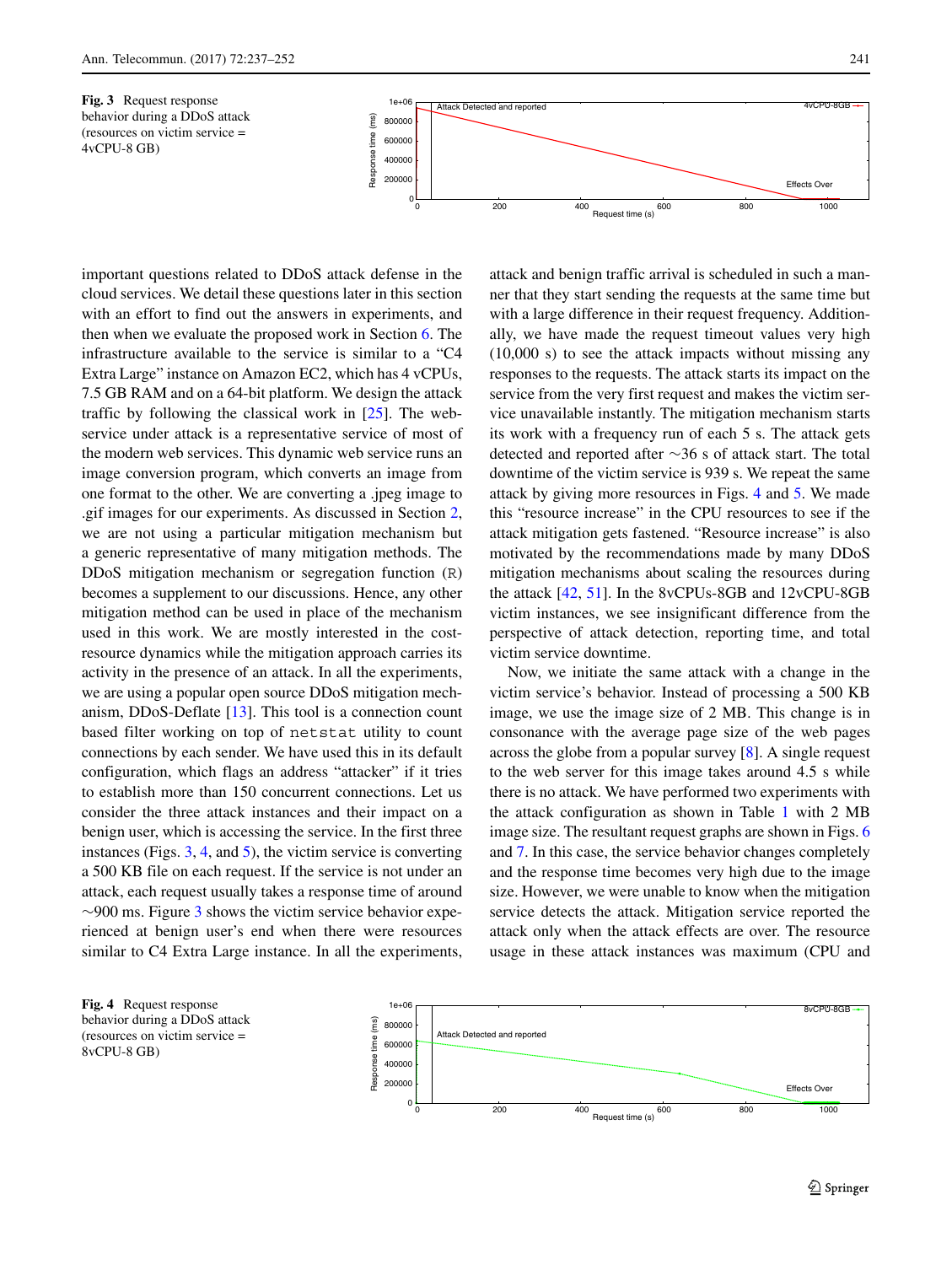**Fig. 3** Request response behavior during a DDoS attack (resources on victim service = 4vCPU-8 GB)

important questions related to DDoS attack defense in the cloud services. We detail these questions later in this section with an effort to find out the answers in experiments, and then when we evaluate the proposed work in Section 6. The infrastructure available to the service is similar to a "C4 Extra Large" instance on Amazon EC2, which has 4 vCPUs, 7.5 GB RAM and on a 64-bit platform. We design the attack traffic by following the classical work in [25]. The web-service under attack is a representative service of most of the modern web services. This dynamic web service runs an image conversion program, which converts an image from one format to the other. We are converting a .jpeg image to .gif images for our experiments. As discussed in Section 2, we are not using a particular mitigation mechanism but a generic representative of many mitigation methods. The DDoS mitigation mechanism or segregation function (R) becomes a supplement to our discussions. Hence, any other mitigation method can be used in place of the mechanism used in this work. We are mostly interested in the cost-resource dynamics while the mitigation approach carries its activity in the presence of an attack. In all the experiments, we are using a popular open source DDoS mitigation mechanism, DDoS-Deflate [13]. This tool is a connection count based filter working on top of `netstat` utility to count connections by each sender. We have used this in its default configuration, which flags an address "attacker" if it tries to establish more than 150 concurrent connections. Let us consider the three attack instances and their impact on a benign user, which is accessing the service. In the first three instances (Figs. 3, 4, and 5), the victim service is converting a 500 KB file on each request. If the service is not under an attack, each request usually takes a response time of around ∼900 ms. Figure 3 shows the victim service behavior experienced at benign user's end when there were resources similar to C4 Extra Large instance. In all the experiments, attack and benign traffic arrival is scheduled in such a manner that they start sending the requests at the same time but with a large difference in their request frequency. Additionally, we have made the request timeout values very high (10,000 s) to see the attack impacts without missing any responses to the requests. The attack starts its impact on the service from the very first request and makes the victim service unavailable instantly. The mitigation mechanism starts its work with a frequency run of each 5 s. The attack gets detected and reported after ∼36 s of attack start. The total downtime of the victim service is 939 s. We repeat the same attack by giving more resources in Figs. 4 and 5. We made this "resource increase" in the CPU resources to see if the attack mitigation gets fastened. "Resource increase" is also motivated by the recommendations made by many DDoS mitigation mechanisms about scaling the resources during the attack [42, 51]. In the 8vCPUs-8GB and 12vCPU-8GB victim instances, we see insignificant difference from the perspective of attack detection, reporting time, and total victim service downtime.

Now, we initiate the same attack with a change in the victim service's behavior. Instead of processing a 500 KB image, we use the image size of 2 MB. This change is in consonance with the average page size of the web pages across the globe from a popular survey [8]. A single request to the web server for this image takes around 4.5 s while there is no attack. We have performed two experiments with the attack configuration as shown in Table 1 with 2 MB image size. The resultant request graphs are shown in Figs. 6 and 7. In this case, the service behavior changes completely and the response time becomes very high due to the image size. However, we were unable to know when the mitigation service detects the attack. Mitigation service reported the attack only when the attack effects are over. The resource usage in these attack instances was maximum (CPU and

**Fig. 4** Request response behavior during a DDoS attack (resources on victim service = 8vCPU-8 GB)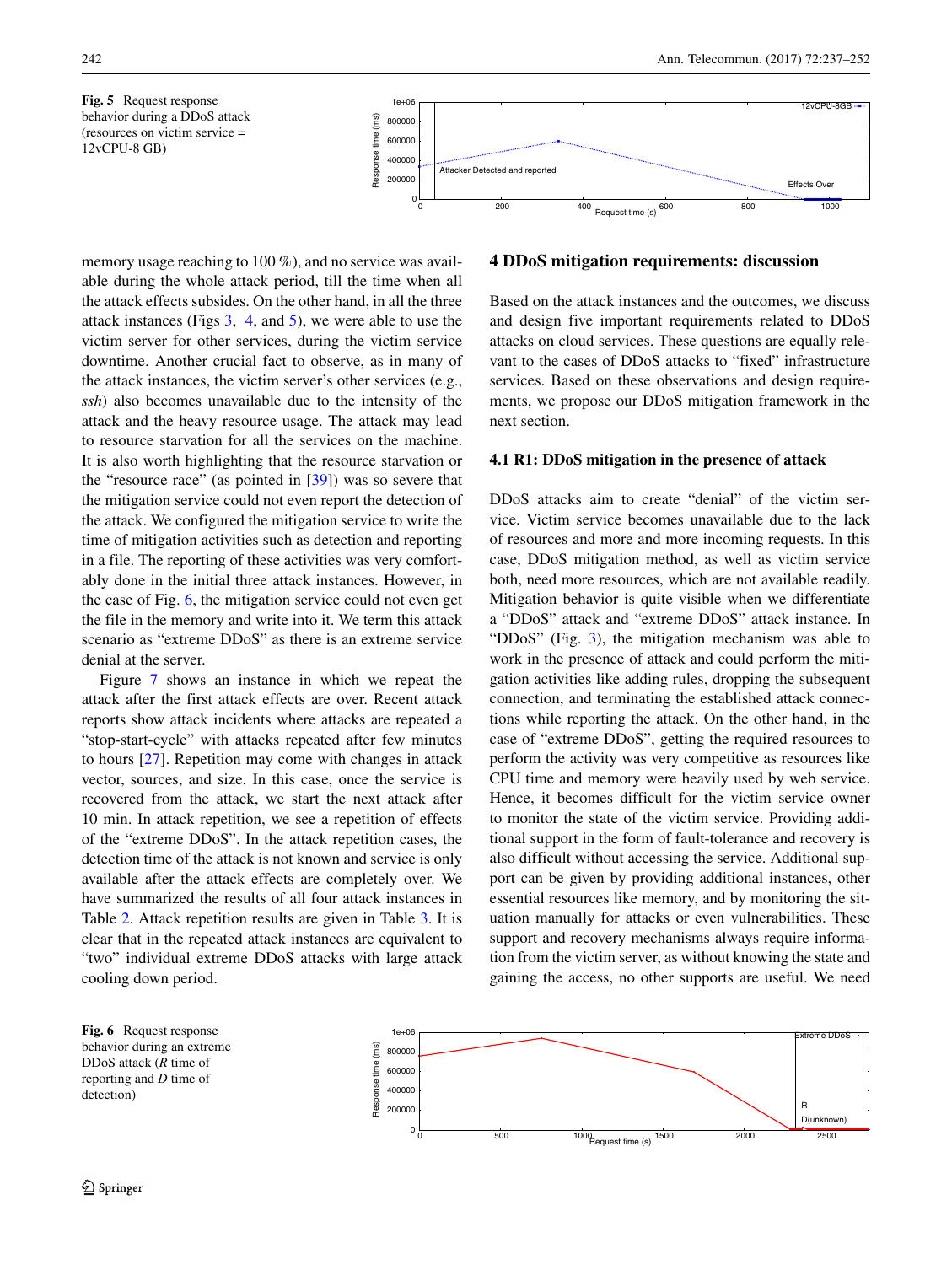**Fig. 5** Request response behavior during a DDoS attack (resources on victim service = 12vCPU-8 GB)

**Fig. 6** Request response behavior during an extreme DDoS attack (*R* time of reporting and *D* time of detection)

memory usage reaching to 100 %), and no service was available during the whole attack period, till the time when all the attack effects subsides. On the other hand, in all the three attack instances (Figs 3, 4, and 5), we were able to use the victim server for other services, during the victim service downtime. Another crucial fact to observe, as in many of the attack instances, the victim server's other services (e.g., *ssh*) also becomes unavailable due to the intensity of the attack and the heavy resource usage. The attack may lead to resource starvation for all the services on the machine. It is also worth highlighting that the resource starvation or the "resource race" (as pointed in [39]) was so severe that the mitigation service could not even report the detection of the attack. We configured the mitigation service to write the time of mitigation activities such as detection and reporting in a file. The reporting of these activities was very comfortably done in the initial three attack instances. However, in the case of Fig. 6, the mitigation service could not even get the file in the memory and write into it. We term this attack scenario as "extreme DDoS" as there is an extreme service denial at the server.

Figure 7 shows an instance in which we repeat the attack after the first attack effects are over. Recent attack reports show attack incidents where attacks are repeated a "stop-start-cycle" with attacks repeated after few minutes to hours [27]. Repetition may come with changes in attack vector, sources, and size. In this case, once the service is recovered from the attack, we start the next attack after 10 min. In attack repetition, we see a repetition of effects of the "extreme DDoS". In the attack repetition cases, the detection time of the attack is not known and service is only available after the attack effects are completely over. We have summarized the results of all four attack instances in Table 2. Attack repetition results are given in Table 3. It is clear that in the repeated attack instances are equivalent to "two" individual extreme DDoS attacks with large attack cooling down period.

## 4 DDoS mitigation requirements: discussion

Based on the attack instances and the outcomes, we discuss and design five important requirements related to DDoS attacks on cloud services. These questions are equally relevant to the cases of DDoS attacks to "fixed" infrastructure services. Based on these observations and design requirements, we propose our DDoS mitigation framework in the next section.

### 4.1 R1: DDoS mitigation in the presence of attack

DDoS attacks aim to create "denial" of the victim service. Victim service becomes unavailable due to the lack of resources and more and more incoming requests. In this case, DDoS mitigation method, as well as victim service both, need more resources, which are not available readily. Mitigation behavior is quite visible when we differentiate a "DDoS" attack and "extreme DDoS" attack instance. In "DDoS" (Fig. 3), the mitigation mechanism was able to work in the presence of attack and could perform the mitigation activities like adding rules, dropping the subsequent connection, and terminating the established attack connections while reporting the attack. On the other hand, in the case of "extreme DDoS", getting the required resources to perform the activity was very competitive as resources like CPU time and memory were heavily used by web service. Hence, it becomes difficult for the victim service owner to monitor the state of the victim service. Providing additional support in the form of fault-tolerance and recovery is also difficult without accessing the service. Additional support can be given by providing additional instances, other essential resources like memory, and by monitoring the situation manually for attacks or even vulnerabilities. These support and recovery mechanisms always require information from the victim server, as without knowing the state and gaining the access, no other supports are useful. We need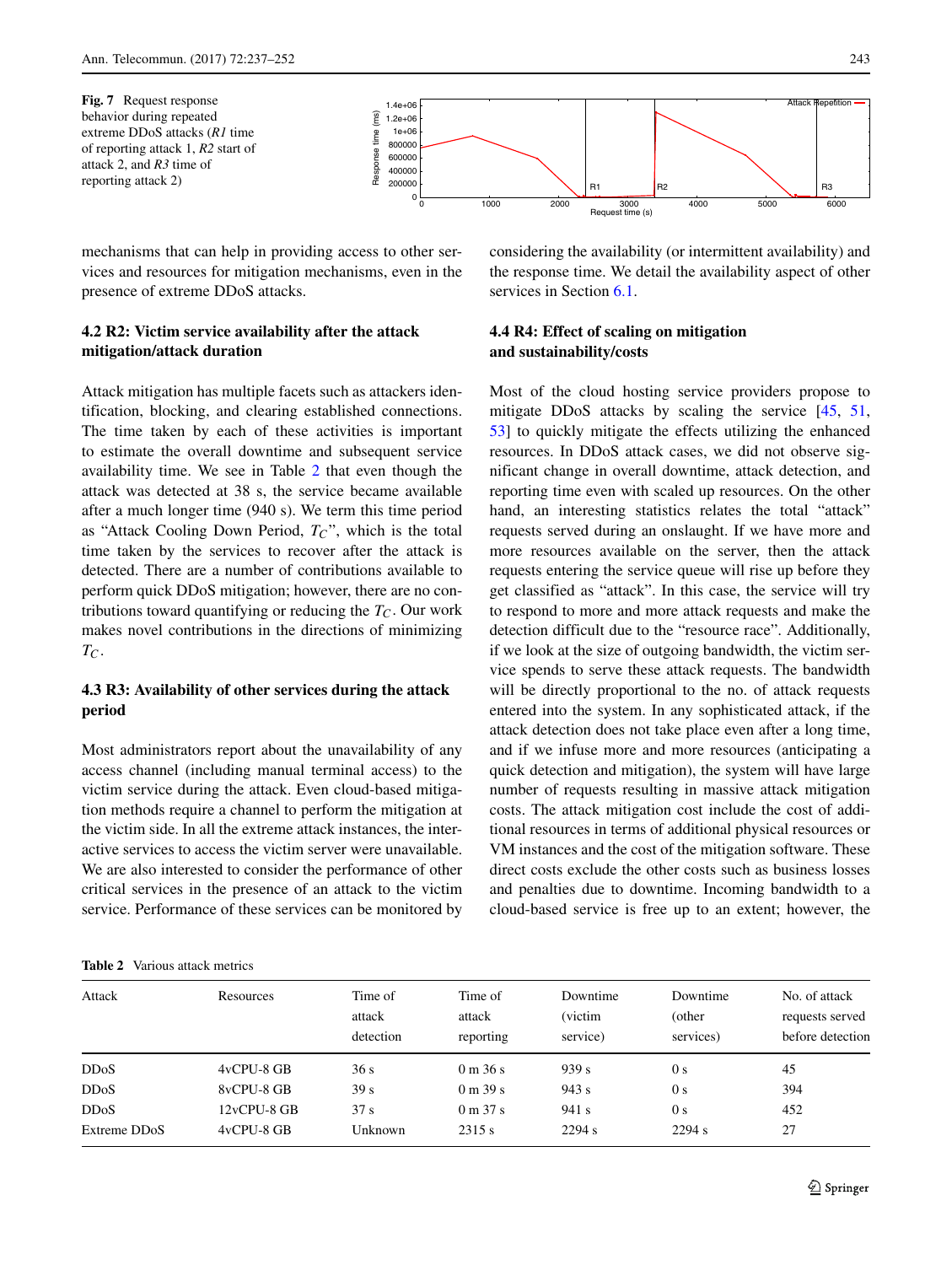Fig. 7 Request response behavior during repeated extreme DDoS attacks (*R1* time of reporting attack 1, *R2* start of attack 2, and *R3* time of reporting attack 2)

Attack Repetition

Response time (ms)

1.4e+06
1.2e+06
1e+06
800000
600000
400000
200000
0

R1
R2
R3

0 1000 2000 3000 4000 5000 6000

Request time (s)

mechanisms that can help in providing access to other services and resources for mitigation mechanisms, even in the presence of extreme DDoS attacks.

### 4.2 R2: Victim service availability after the attack mitigation/attack duration

Attack mitigation has multiple facets such as attackers identification, blocking, and clearing established connections. The time taken by each of these activities is important to estimate the overall downtime and subsequent service availability time. We see in Table 2 that even though the attack was detected at 38 s, the service became available after a much longer time (940 s). We term this time period as "Attack Cooling Down Period, $T_C$", which is the total time taken by the services to recover after the attack is detected. There are a number of contributions available to perform quick DDoS mitigation; however, there are no contributions toward quantifying or reducing the $T_C$. Our work makes novel contributions in the directions of minimizing $T_C$.

### 4.3 R3: Availability of other services during the attack period

Most administrators report about the unavailability of any access channel (including manual terminal access) to the victim service during the attack. Even cloud-based mitigation methods require a channel to perform the mitigation at the victim side. In all the extreme attack instances, the interactive services to access the victim server were unavailable. We are also interested to consider the performance of other critical services in the presence of an attack to the victim service. Performance of these services can be monitored by considering the availability (or intermittent availability) and the response time. We detail the availability aspect of other services in Section 6.1.

### 4.4 R4: Effect of scaling on mitigation and sustainability/costs

Most of the cloud hosting service providers propose to mitigate DDoS attacks by scaling the service [45, 51, 53] to quickly mitigate the effects utilizing the enhanced resources. In DDoS attack cases, we did not observe significant change in overall downtime, attack detection, and reporting time even with scaled up resources. On the other hand, an interesting statistics relates the total "attack" requests served during an onslaught. If we have more and more resources available on the server, then the attack requests entering the service queue will rise up before they get classified as "attack". In this case, the service will try to respond to more and more attack requests and make the detection difficult due to the "resource race". Additionally, if we look at the size of outgoing bandwidth, the victim service spends to serve these attack requests. The bandwidth will be directly proportional to the no. of attack requests entered into the system. In any sophisticated attack, if the attack detection does not take place even after a long time, and if we infuse more and more resources (anticipating a quick detection and mitigation), the system will have large number of requests resulting in massive attack mitigation costs. The attack mitigation cost include the cost of additional resources in terms of additional physical resources or VM instances and the cost of the mitigation software. These direct costs exclude the other costs such as business losses and penalties due to downtime. Incoming bandwidth to a cloud-based service is free up to an extent; however, the

**Table 2** Various attack metrics

| Attack | Resources | Time of attack detection | Time of attack reporting | Downtime (victim service) | Downtime (other services) | No. of attack requests served before detection |
|---|---|---|---|---|---|---|
| DDoS | 4vCPU-8 GB | 36 s | 0 m 36 s | 939 s | 0 s | 45 |
| DDoS | 8vCPU-8 GB | 39 s | 0 m 39 s | 943 s | 0 s | 394 |
| DDoS | 12vCPU-8 GB | 37 s | 0 m 37 s | 941 s | 0 s | 452 |
| Extreme DDoS | 4vCPU-8 GB | Unknown | 2315 s | 2294 s | 2294 s | 27 |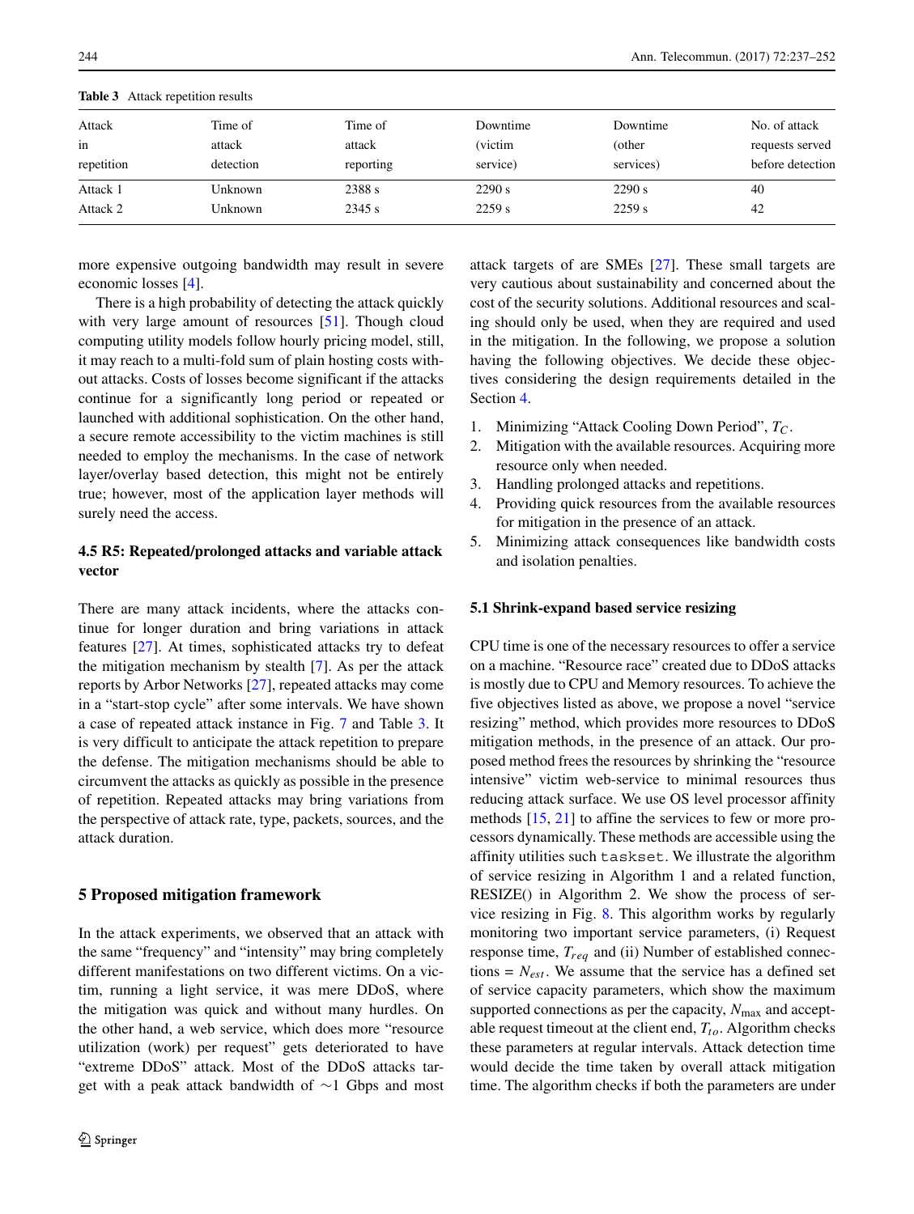Table 3 Attack repetition results

| Attack in repetition | Time of attack detection | Time of attack reporting | Downtime (victim service) | Downtime (other services) | No. of attack requests served before detection |
|---|---|---|---|---|---|
| Attack 1 | Unknown | 2388 s | 2290 s | 2290 s | 40 |
| Attack 2 | Unknown | 2345 s | 2259 s | 2259 s | 42 |

more expensive outgoing bandwidth may result in severe economic losses [4].

There is a high probability of detecting the attack quickly with very large amount of resources [51]. Though cloud computing utility models follow hourly pricing model, still, it may reach to a multi-fold sum of plain hosting costs without attacks. Costs of losses become significant if the attacks continue for a significantly long period or repeated or launched with additional sophistication. On the other hand, a secure remote accessibility to the victim machines is still needed to employ the mechanisms. In the case of network layer/overlay based detection, this might not be entirely true; however, most of the application layer methods will surely need the access.

### 4.5 R5: Repeated/prolonged attacks and variable attack vector

There are many attack incidents, where the attacks continue for longer duration and bring variations in attack features [27]. At times, sophisticated attacks try to defeat the mitigation mechanism by stealth [7]. As per the attack reports by Arbor Networks [27], repeated attacks may come in a "start-stop cycle" after some intervals. We have shown a case of repeated attack instance in Fig. 7 and Table 3. It is very difficult to anticipate the attack repetition to prepare the defense. The mitigation mechanisms should be able to circumvent the attacks as quickly as possible in the presence of repetition. Repeated attacks may bring variations from the perspective of attack rate, type, packets, sources, and the attack duration.

## 5 Proposed mitigation framework

In the attack experiments, we observed that an attack with the same "frequency" and "intensity" may bring completely different manifestations on two different victims. On a victim, running a light service, it was mere DDoS, where the mitigation was quick and without many hurdles. On the other hand, a web service, which does more "resource utilization (work) per request" gets deteriorated to have "extreme DDoS" attack. Most of the DDoS attacks target with a peak attack bandwidth of ~1 Gbps and most attack targets of are SMEs [27]. These small targets are very cautious about sustainability and concerned about the cost of the security solutions. Additional resources and scaling should only be used, when they are required and used in the mitigation. In the following, we propose a solution having the following objectives. We decide these objectives considering the design requirements detailed in the Section 4.

1. Minimizing "Attack Cooling Down Period", $T_C$.
2. Mitigation with the available resources. Acquiring more resource only when needed.
3. Handling prolonged attacks and repetitions.
4. Providing quick resources from the available resources for mitigation in the presence of an attack.
5. Minimizing attack consequences like bandwidth costs and isolation penalties.

### 5.1 Shrink-expand based service resizing

CPU time is one of the necessary resources to offer a service on a machine. "Resource race" created due to DDoS attacks is mostly due to CPU and Memory resources. To achieve the five objectives listed as above, we propose a novel "service resizing" method, which provides more resources to DDoS mitigation methods, in the presence of an attack. Our proposed method frees the resources by shrinking the "resource intensive" victim web-service to minimal resources thus reducing attack surface. We use OS level processor affinity methods [15, 21] to affine the services to few or more processors dynamically. These methods are accessible using the affinity utilities such `taskset`. We illustrate the algorithm of service resizing in Algorithm 1 and a related function, RESIZE() in Algorithm 2. We show the process of service resizing in Fig. 8. This algorithm works by regularly monitoring two important service parameters, (i) Request response time, $T_{req}$ and (ii) Number of established connections = $N_{est}$. We assume that the service has a defined set of service capacity parameters, which show the maximum supported connections as per the capacity, $N_{\max}$ and acceptable request timeout at the client end, $T_{to}$. Algorithm checks these parameters at regular intervals. Attack detection time would decide the time taken by overall attack mitigation time. The algorithm checks if both the parameters are under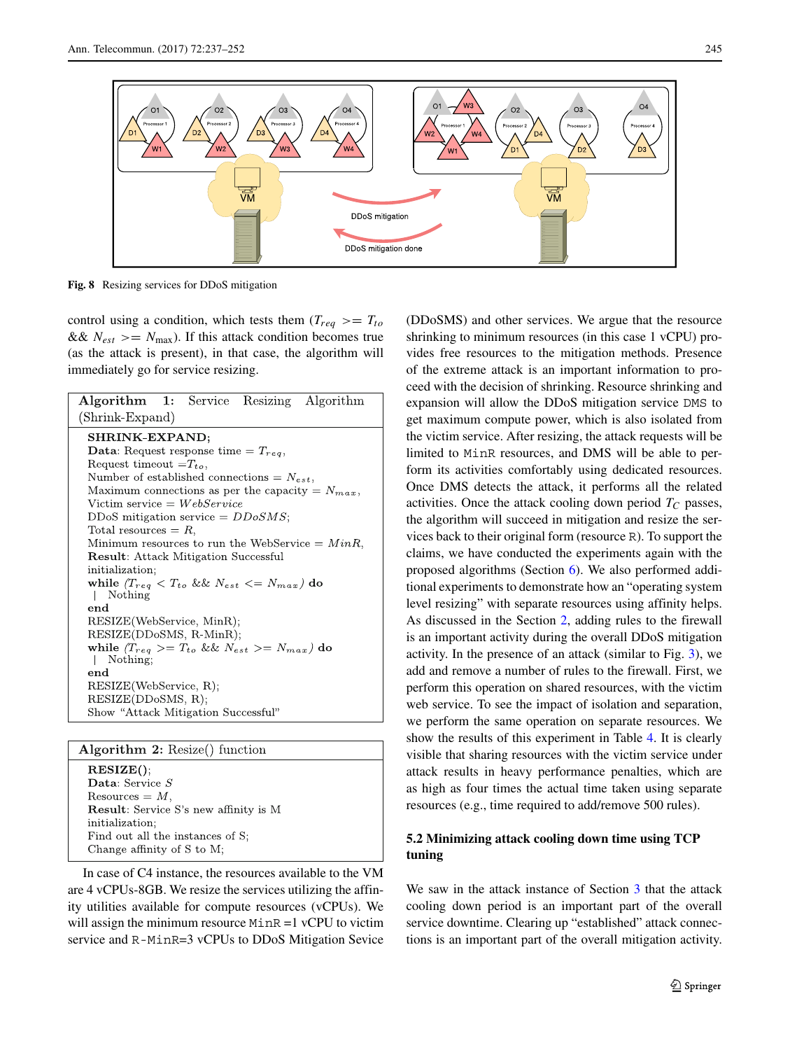Fig. 8 Resizing services for DDoS mitigation

control using a condition, which tests them ($T_{req} >= T_{to}$ && $N_{est} >= N_{\max}$). If this attack condition becomes true (as the attack is present), in that case, the algorithm will immediately go for service resizing.

**Algorithm 1:** Service Resizing Algorithm (Shrink-Expand)

```
SHRINK-EXPAND;
Data: Request response time = T_req,
Request timeout = T_to,
Number of established connections = N_est,
Maximum connections as per the capacity = N_max,
Victim service = WebService
DDoS mitigation service = DDoSMS;
Total resources = R,
Minimum resources to run the WebService = MinR,
Result: Attack Mitigation Successful
initialization;
while (T_req < T_to && N_est <= N_max) do
  |  Nothing
end
RESIZE(WebService, MinR);
RESIZE(DDoSMS, R-MinR);
while (T_req >= T_to && N_est >= N_max) do
  |  Nothing;
end
RESIZE(WebService, R);
RESIZE(DDoSMS, R);
Show "Attack Mitigation Successful"
```

**Algorithm 2:** Resize() function

```
RESIZE();
Data: Service S
Resources = M,
Result: Service S's new affinity is M
initialization;
Find out all the instances of S;
Change affinity of S to M;
```

In case of C4 instance, the resources available to the VM are 4 vCPUs-8GB. We resize the services utilizing the affinity utilities available for compute resources (vCPUs). We will assign the minimum resource MinR =1 vCPU to victim service and R-MinR=3 vCPUs to DDoS Mitigation Sevice (DDoSMS) and other services. We argue that the resource shrinking to minimum resources (in this case 1 vCPU) provides free resources to the mitigation methods. Presence of the extreme attack is an important information to proceed with the decision of shrinking. Resource shrinking and expansion will allow the DDoS mitigation service DMS to get maximum compute power, which is also isolated from the victim service. After resizing, the attack requests will be limited to MinR resources, and DMS will be able to perform its activities comfortably using dedicated resources. Once DMS detects the attack, it performs all the related activities. Once the attack cooling down period $T_C$ passes, the algorithm will succeed in mitigation and resize the services back to their original form (resource R). To support the claims, we have conducted the experiments again with the proposed algorithms (Section 6). We also performed additional experiments to demonstrate how an "operating system level resizing" with separate resources using affinity helps. As discussed in the Section 2, adding rules to the firewall is an important activity during the overall DDoS mitigation activity. In the presence of an attack (similar to Fig. 3), we add and remove a number of rules to the firewall. First, we perform this operation on shared resources, with the victim web service. To see the impact of isolation and separation, we perform the same operation on separate resources. We show the results of this experiment in Table 4. It is clearly visible that sharing resources with the victim service under attack results in heavy performance penalties, which are as high as four times the actual time taken using separate resources (e.g., time required to add/remove 500 rules).

### 5.2 Minimizing attack cooling down time using TCP tuning

We saw in the attack instance of Section 3 that the attack cooling down period is an important part of the overall service downtime. Clearing up "established" attack connections is an important part of the overall mitigation activity.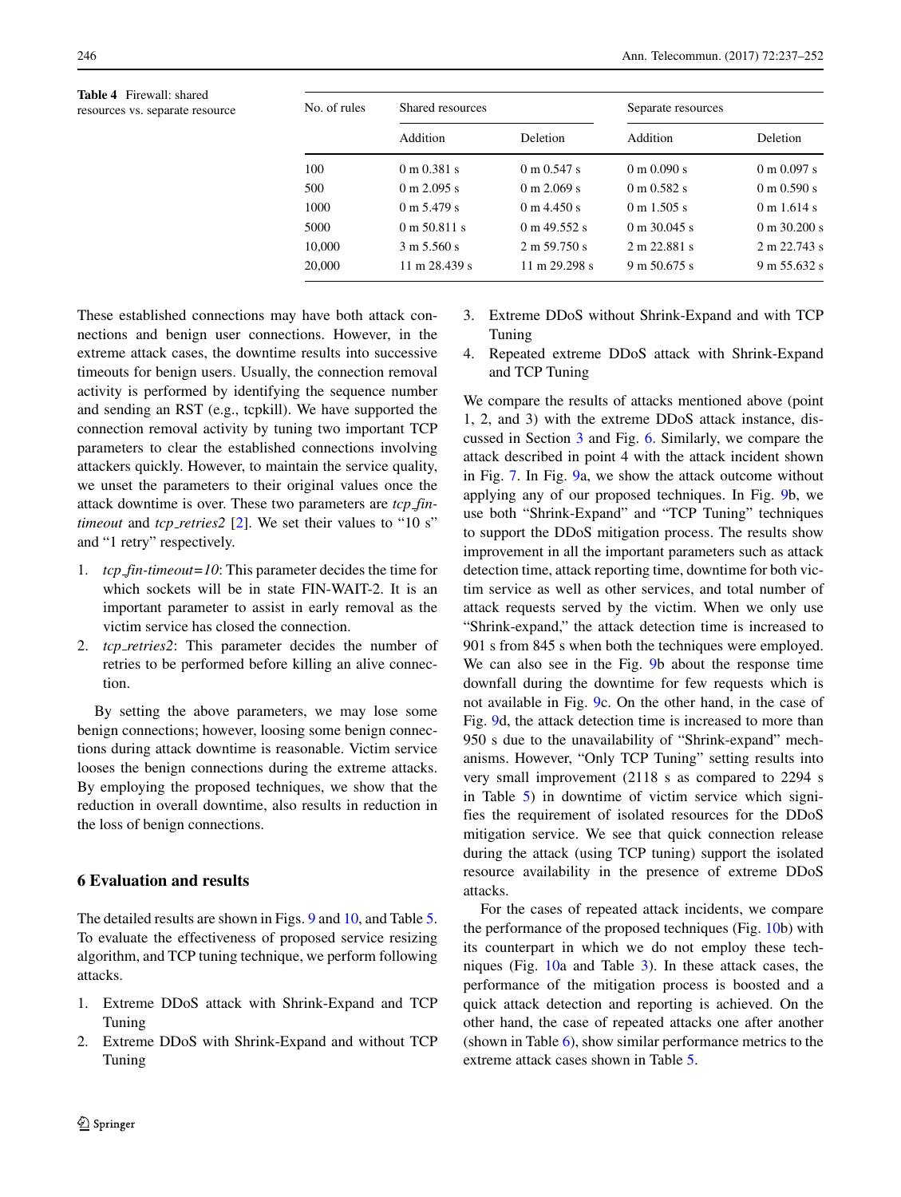**Table 4** Firewall: shared resources vs. separate resource

| No. of rules | Shared resources | | Separate resources | |
|---|---|---|---|---|
| | Addition | Deletion | Addition | Deletion |
| 100 | 0 m 0.381 s | 0 m 0.547 s | 0 m 0.090 s | 0 m 0.097 s |
| 500 | 0 m 2.095 s | 0 m 2.069 s | 0 m 0.582 s | 0 m 0.590 s |
| 1000 | 0 m 5.479 s | 0 m 4.450 s | 0 m 1.505 s | 0 m 1.614 s |
| 5000 | 0 m 50.811 s | 0 m 49.552 s | 0 m 30.045 s | 0 m 30.200 s |
| 10,000 | 3 m 5.560 s | 2 m 59.750 s | 2 m 22.881 s | 2 m 22.743 s |
| 20,000 | 11 m 28.439 s | 11 m 29.298 s | 9 m 50.675 s | 9 m 55.632 s |

These established connections may have both attack connections and benign user connections. However, in the extreme attack cases, the downtime results into successive timeouts for benign users. Usually, the connection removal activity is performed by identifying the sequence number and sending an RST (e.g., tcpkill). We have supported the connection removal activity by tuning two important TCP parameters to clear the established connections involving attackers quickly. However, to maintain the service quality, we unset the parameters to their original values once the attack downtime is over. These two parameters are *tcp_fin-timeout* and *tcp_retries2* [2]. We set their values to "10 s" and "1 retry" respectively.

1. *tcp_fin-timeout=10*: This parameter decides the time for which sockets will be in state FIN-WAIT-2. It is an important parameter to assist in early removal as the victim service has closed the connection.
2. *tcp_retries2*: This parameter decides the number of retries to be performed before killing an alive connection.

By setting the above parameters, we may lose some benign connections; however, loosing some benign connections during attack downtime is reasonable. Victim service looses the benign connections during the extreme attacks. By employing the proposed techniques, we show that the reduction in overall downtime, also results in reduction in the loss of benign connections.

## 6 Evaluation and results

The detailed results are shown in Figs. 9 and 10, and Table 5. To evaluate the effectiveness of proposed service resizing algorithm, and TCP tuning technique, we perform following attacks.

1. Extreme DDoS attack with Shrink-Expand and TCP Tuning
2. Extreme DDoS with Shrink-Expand and without TCP Tuning
3. Extreme DDoS without Shrink-Expand and with TCP Tuning
4. Repeated extreme DDoS attack with Shrink-Expand and TCP Tuning

We compare the results of attacks mentioned above (point 1, 2, and 3) with the extreme DDoS attack instance, discussed in Section 3 and Fig. 6. Similarly, we compare the attack described in point 4 with the attack incident shown in Fig. 7. In Fig. 9a, we show the attack outcome without applying any of our proposed techniques. In Fig. 9b, we use both "Shrink-Expand" and "TCP Tuning" techniques to support the DDoS mitigation process. The results show improvement in all the important parameters such as attack detection time, attack reporting time, downtime for both victim service as well as other services, and total number of attack requests served by the victim. When we only use "Shrink-expand," the attack detection time is increased to 901 s from 845 s when both the techniques were employed. We can also see in the Fig. 9b about the response time downfall during the downtime for few requests which is not available in Fig. 9c. On the other hand, in the case of Fig. 9d, the attack detection time is increased to more than 950 s due to the unavailability of "Shrink-expand" mechanisms. However, "Only TCP Tuning" setting results into very small improvement (2118 s as compared to 2294 s in Table 5) in downtime of victim service which signifies the requirement of isolated resources for the DDoS mitigation service. We see that quick connection release during the attack (using TCP tuning) support the isolated resource availability in the presence of extreme DDoS attacks.

For the cases of repeated attack incidents, we compare the performance of the proposed techniques (Fig. 10b) with its counterpart in which we do not employ these techniques (Fig. 10a and Table 3). In these attack cases, the performance of the mitigation process is boosted and a quick attack detection and reporting is achieved. On the other hand, the case of repeated attacks one after another (shown in Table 6), show similar performance metrics to the extreme attack cases shown in Table 5.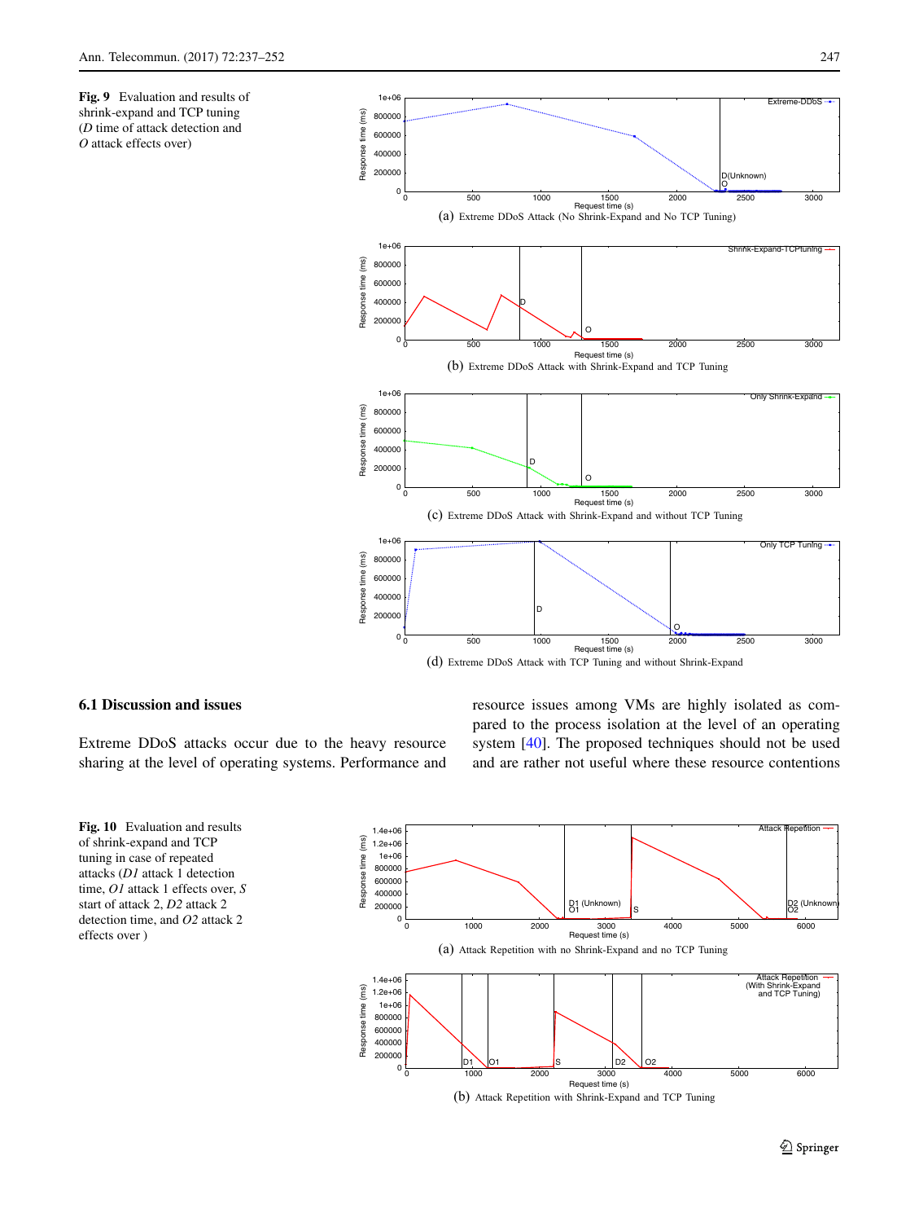**Fig. 9** Evaluation and results of shrink-expand and TCP tuning (*D* time of attack detection and *O* attack effects over)

(a) Extreme DDoS Attack (No Shrink-Expand and No TCP Tuning)

(b) Extreme DDoS Attack with Shrink-Expand and TCP Tuning

(c) Extreme DDoS Attack with Shrink-Expand and without TCP Tuning

(d) Extreme DDoS Attack with TCP Tuning and without Shrink-Expand

### 6.1 Discussion and issues

Extreme DDoS attacks occur due to the heavy resource sharing at the level of operating systems. Performance and resource issues among VMs are highly isolated as compared to the process isolation at the level of an operating system [40]. The proposed techniques should not be used and are rather not useful where these resource contentions

**Fig. 10** Evaluation and results of shrink-expand and TCP tuning in case of repeated attacks (*D1* attack 1 detection time, *O1* attack 1 effects over, *S* start of attack 2, *D2* attack 2 detection time, and *O2* attack 2 effects over )

(a) Attack Repetition with no Shrink-Expand and no TCP Tuning

(b) Attack Repetition with Shrink-Expand and TCP Tuning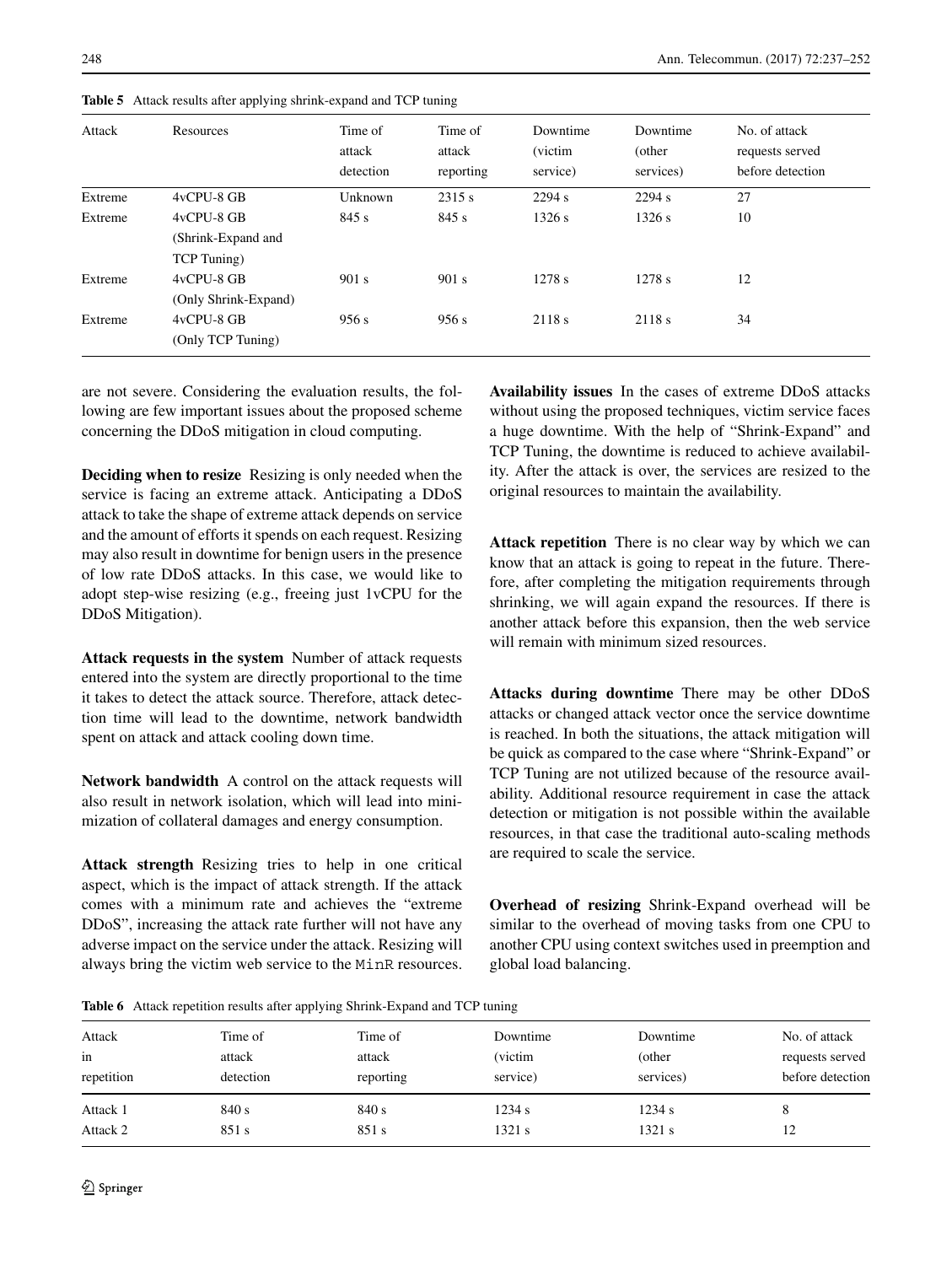**Table 5** Attack results after applying shrink-expand and TCP tuning

| Attack | Resources | Time of attack detection | Time of attack reporting | Downtime (victim service) | Downtime (other services) | No. of attack requests served before detection |
|---|---|---|---|---|---|---|
| Extreme | 4vCPU-8 GB | Unknown | 2315 s | 2294 s | 2294 s | 27 |
| Extreme | 4vCPU-8 GB (Shrink-Expand and TCP Tuning) | 845 s | 845 s | 1326 s | 1326 s | 10 |
| Extreme | 4vCPU-8 GB (Only Shrink-Expand) | 901 s | 901 s | 1278 s | 1278 s | 12 |
| Extreme | 4vCPU-8 GB (Only TCP Tuning) | 956 s | 956 s | 2118 s | 2118 s | 34 |

are not severe. Considering the evaluation results, the following are few important issues about the proposed scheme concerning the DDoS mitigation in cloud computing.

**Deciding when to resize** Resizing is only needed when the service is facing an extreme attack. Anticipating a DDoS attack to take the shape of extreme attack depends on service and the amount of efforts it spends on each request. Resizing may also result in downtime for benign users in the presence of low rate DDoS attacks. In this case, we would like to adopt step-wise resizing (e.g., freeing just 1vCPU for the DDoS Mitigation).

**Attack requests in the system** Number of attack requests entered into the system are directly proportional to the time it takes to detect the attack source. Therefore, attack detection time will lead to the downtime, network bandwidth spent on attack and attack cooling down time.

**Network bandwidth** A control on the attack requests will also result in network isolation, which will lead into minimization of collateral damages and energy consumption.

**Attack strength** Resizing tries to help in one critical aspect, which is the impact of attack strength. If the attack comes with a minimum rate and achieves the "extreme DDoS", increasing the attack rate further will not have any adverse impact on the service under the attack. Resizing will always bring the victim web service to the MinR resources.

**Availability issues** In the cases of extreme DDoS attacks without using the proposed techniques, victim service faces a huge downtime. With the help of "Shrink-Expand" and TCP Tuning, the downtime is reduced to achieve availability. After the attack is over, the services are resized to the original resources to maintain the availability.

**Attack repetition** There is no clear way by which we can know that an attack is going to repeat in the future. Therefore, after completing the mitigation requirements through shrinking, we will again expand the resources. If there is another attack before this expansion, then the web service will remain with minimum sized resources.

**Attacks during downtime** There may be other DDoS attacks or changed attack vector once the service downtime is reached. In both the situations, the attack mitigation will be quick as compared to the case where "Shrink-Expand" or TCP Tuning are not utilized because of the resource availability. Additional resource requirement in case the attack detection or mitigation is not possible within the available resources, in that case the traditional auto-scaling methods are required to scale the service.

**Overhead of resizing** Shrink-Expand overhead will be similar to the overhead of moving tasks from one CPU to another CPU using context switches used in preemption and global load balancing.

**Table 6** Attack repetition results after applying Shrink-Expand and TCP tuning

| Attack in repetition | Time of attack detection | Time of attack reporting | Downtime (victim service) | Downtime (other services) | No. of attack requests served before detection |
|---|---|---|---|---|---|
| Attack 1 | 840 s | 840 s | 1234 s | 1234 s | 8 |
| Attack 2 | 851 s | 851 s | 1321 s | 1321 s | 12 |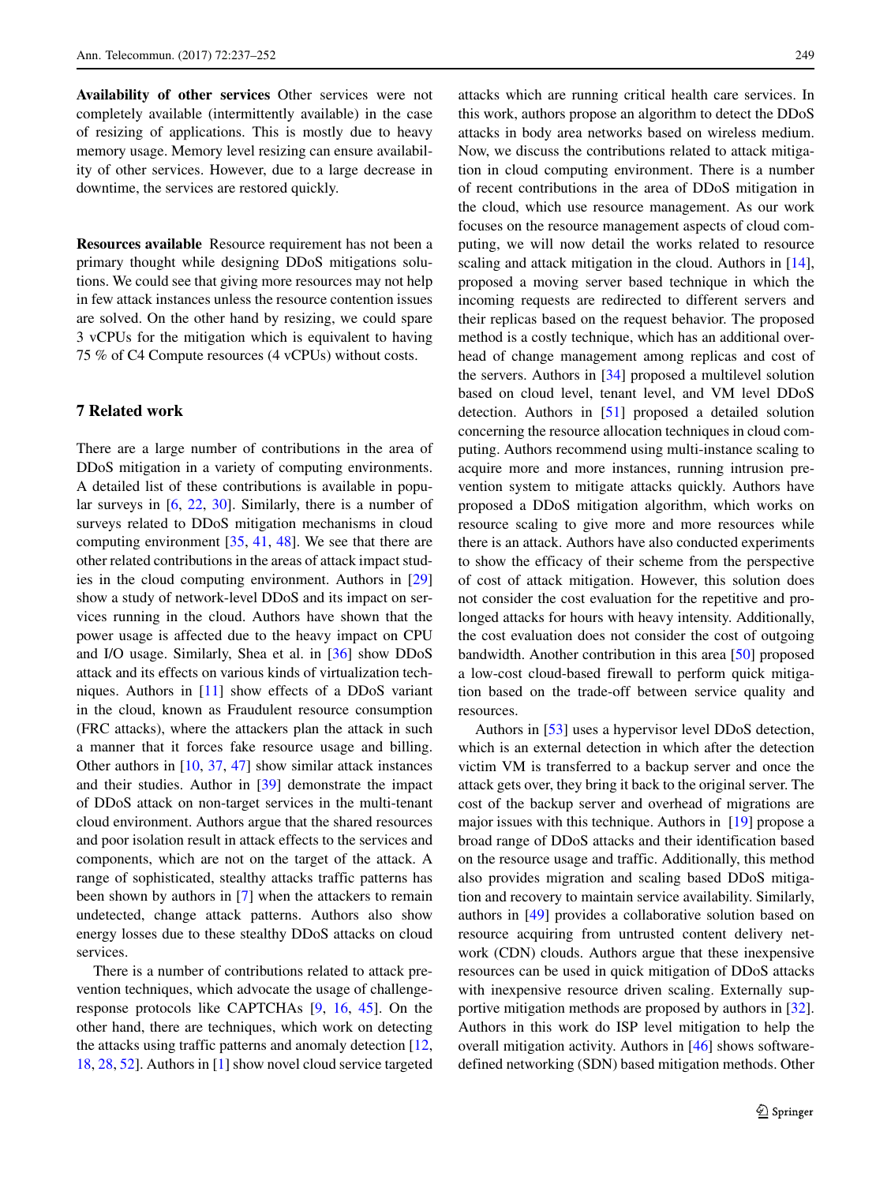**Availability of other services** Other services were not completely available (intermittently available) in the case of resizing of applications. This is mostly due to heavy memory usage. Memory level resizing can ensure availability of other services. However, due to a large decrease in downtime, the services are restored quickly.

**Resources available** Resource requirement has not been a primary thought while designing DDoS mitigations solutions. We could see that giving more resources may not help in few attack instances unless the resource contention issues are solved. On the other hand by resizing, we could spare 3 vCPUs for the mitigation which is equivalent to having 75 % of C4 Compute resources (4 vCPUs) without costs.

## 7 Related work

There are a large number of contributions in the area of DDoS mitigation in a variety of computing environments. A detailed list of these contributions is available in popular surveys in [6, 22, 30]. Similarly, there is a number of surveys related to DDoS mitigation mechanisms in cloud computing environment [35, 41, 48]. We see that there are other related contributions in the areas of attack impact studies in the cloud computing environment. Authors in [29] show a study of network-level DDoS and its impact on services running in the cloud. Authors have shown that the power usage is affected due to the heavy impact on CPU and I/O usage. Similarly, Shea et al. in [36] show DDoS attack and its effects on various kinds of virtualization techniques. Authors in [11] show effects of a DDoS variant in the cloud, known as Fraudulent resource consumption (FRC attacks), where the attackers plan the attack in such a manner that it forces fake resource usage and billing. Other authors in [10, 37, 47] show similar attack instances and their studies. Author in [39] demonstrate the impact of DDoS attack on non-target services in the multi-tenant cloud environment. Authors argue that the shared resources and poor isolation result in attack effects to the services and components, which are not on the target of the attack. A range of sophisticated, stealthy attacks traffic patterns has been shown by authors in [7] when the attackers to remain undetected, change attack patterns. Authors also show energy losses due to these stealthy DDoS attacks on cloud services.

There is a number of contributions related to attack prevention techniques, which advocate the usage of challenge-response protocols like CAPTCHAs [9, 16, 45]. On the other hand, there are techniques, which work on detecting the attacks using traffic patterns and anomaly detection [12, 18, 28, 52]. Authors in [1] show novel cloud service targeted attacks which are running critical health care services. In this work, authors propose an algorithm to detect the DDoS attacks in body area networks based on wireless medium. Now, we discuss the contributions related to attack mitigation in cloud computing environment. There is a number of recent contributions in the area of DDoS mitigation in the cloud, which use resource management. As our work focuses on the resource management aspects of cloud computing, we will now detail the works related to resource scaling and attack mitigation in the cloud. Authors in [14], proposed a moving server based technique in which the incoming requests are redirected to different servers and their replicas based on the request behavior. The proposed method is a costly technique, which has an additional overhead of change management among replicas and cost of the servers. Authors in [34] proposed a multilevel solution based on cloud level, tenant level, and VM level DDoS detection. Authors in [51] proposed a detailed solution concerning the resource allocation techniques in cloud computing. Authors recommend using multi-instance scaling to acquire more and more instances, running intrusion prevention system to mitigate attacks quickly. Authors have proposed a DDoS mitigation algorithm, which works on resource scaling to give more and more resources while there is an attack. Authors have also conducted experiments to show the efficacy of their scheme from the perspective of cost of attack mitigation. However, this solution does not consider the cost evaluation for the repetitive and prolonged attacks for hours with heavy intensity. Additionally, the cost evaluation does not consider the cost of outgoing bandwidth. Another contribution in this area [50] proposed a low-cost cloud-based firewall to perform quick mitigation based on the trade-off between service quality and resources.

Authors in [53] uses a hypervisor level DDoS detection, which is an external detection in which after the detection victim VM is transferred to a backup server and once the attack gets over, they bring it back to the original server. The cost of the backup server and overhead of migrations are major issues with this technique. Authors in [19] propose a broad range of DDoS attacks and their identification based on the resource usage and traffic. Additionally, this method also provides migration and scaling based DDoS mitigation and recovery to maintain service availability. Similarly, authors in [49] provides a collaborative solution based on resource acquiring from untrusted content delivery network (CDN) clouds. Authors argue that these inexpensive resources can be used in quick mitigation of DDoS attacks with inexpensive resource driven scaling. Externally supportive mitigation methods are proposed by authors in [32]. Authors in this work do ISP level mitigation to help the overall mitigation activity. Authors in [46] shows software-defined networking (SDN) based mitigation methods. Other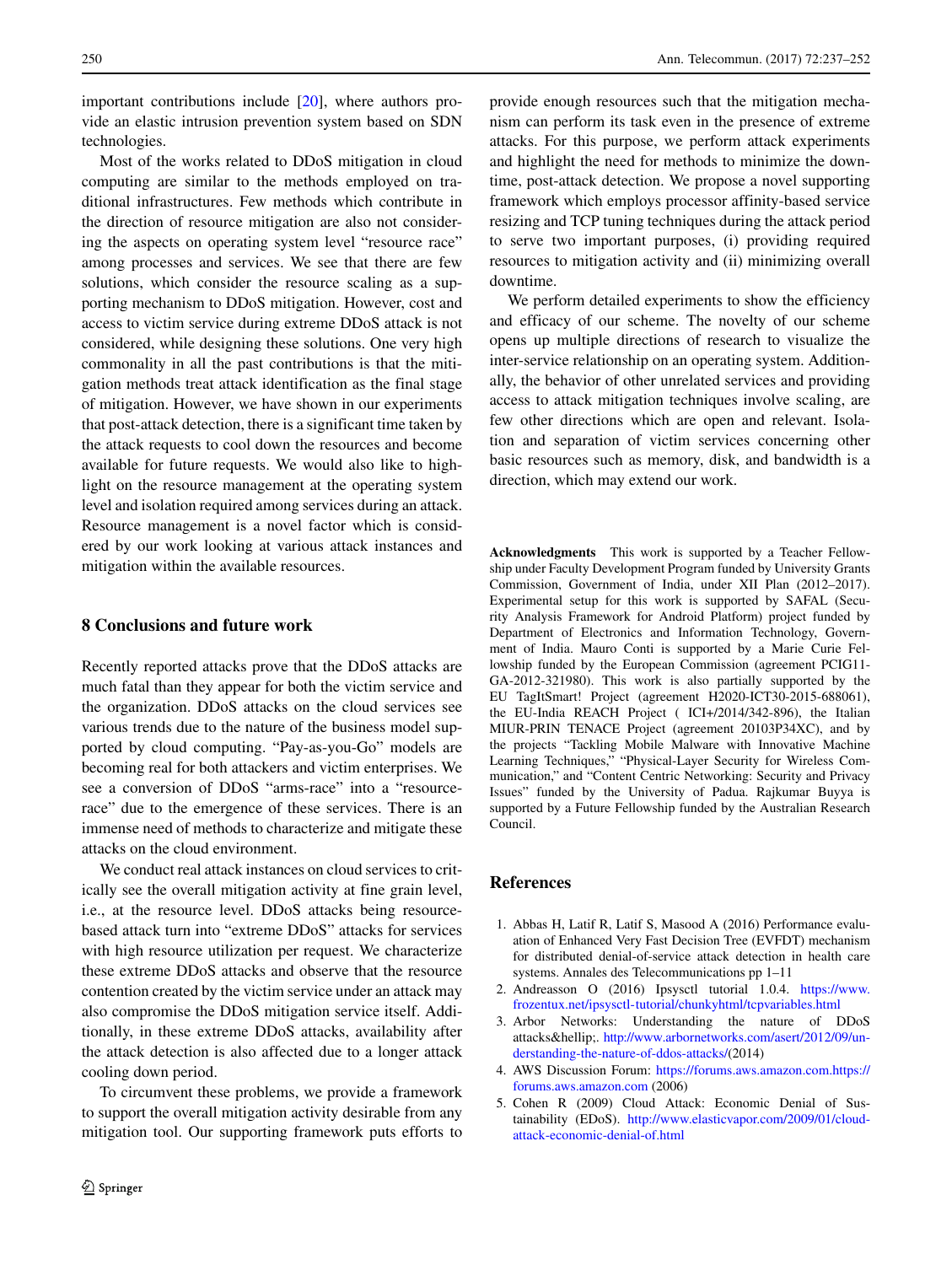important contributions include [20], where authors provide an elastic intrusion prevention system based on SDN technologies.

Most of the works related to DDoS mitigation in cloud computing are similar to the methods employed on traditional infrastructures. Few methods which contribute in the direction of resource mitigation are also not considering the aspects on operating system level "resource race" among processes and services. We see that there are few solutions, which consider the resource scaling as a supporting mechanism to DDoS mitigation. However, cost and access to victim service during extreme DDoS attack is not considered, while designing these solutions. One very high commonality in all the past contributions is that the mitigation methods treat attack identification as the final stage of mitigation. However, we have shown in our experiments that post-attack detection, there is a significant time taken by the attack requests to cool down the resources and become available for future requests. We would also like to highlight on the resource management at the operating system level and isolation required among services during an attack. Resource management is a novel factor which is considered by our work looking at various attack instances and mitigation within the available resources.

## 8 Conclusions and future work

Recently reported attacks prove that the DDoS attacks are much fatal than they appear for both the victim service and the organization. DDoS attacks on the cloud services see various trends due to the nature of the business model supported by cloud computing. "Pay-as-you-Go" models are becoming real for both attackers and victim enterprises. We see a conversion of DDoS "arms-race" into a "resource-race" due to the emergence of these services. There is an immense need of methods to characterize and mitigate these attacks on the cloud environment.

We conduct real attack instances on cloud services to critically see the overall mitigation activity at fine grain level, i.e., at the resource level. DDoS attacks being resource-based attack turn into "extreme DDoS" attacks for services with high resource utilization per request. We characterize these extreme DDoS attacks and observe that the resource contention created by the victim service under an attack may also compromise the DDoS mitigation service itself. Additionally, in these extreme DDoS attacks, availability after the attack detection is also affected due to a longer attack cooling down period.

To circumvent these problems, we provide a framework to support the overall mitigation activity desirable from any mitigation tool. Our supporting framework puts efforts to provide enough resources such that the mitigation mechanism can perform its task even in the presence of extreme attacks. For this purpose, we perform attack experiments and highlight the need for methods to minimize the downtime, post-attack detection. We propose a novel supporting framework which employs processor affinity-based service resizing and TCP tuning techniques during the attack period to serve two important purposes, (i) providing required resources to mitigation activity and (ii) minimizing overall downtime.

We perform detailed experiments to show the efficiency and efficacy of our scheme. The novelty of our scheme opens up multiple directions of research to visualize the inter-service relationship on an operating system. Additionally, the behavior of other unrelated services and providing access to attack mitigation techniques involve scaling, are few other directions which are open and relevant. Isolation and separation of victim services concerning other basic resources such as memory, disk, and bandwidth is a direction, which may extend our work.

**Acknowledgments** This work is supported by a Teacher Fellowship under Faculty Development Program funded by University Grants Commission, Government of India, under XII Plan (2012–2017). Experimental setup for this work is supported by SAFAL (Security Analysis Framework for Android Platform) project funded by Department of Electronics and Information Technology, Government of India. Mauro Conti is supported by a Marie Curie Fellowship funded by the European Commission (agreement PCIG11-GA-2012-321980). This work is also partially supported by the EU TagItSmart! Project (agreement H2020-ICT30-2015-688061), the EU-India REACH Project ( ICI+/2014/342-896), the Italian MIUR-PRIN TENACE Project (agreement 20103P34XC), and by the projects "Tackling Mobile Malware with Innovative Machine Learning Techniques," "Physical-Layer Security for Wireless Communication," and "Content Centric Networking: Security and Privacy Issues" funded by the University of Padua. Rajkumar Buyya is supported by a Future Fellowship funded by the Australian Research Council.

## References

1. Abbas H, Latif R, Latif S, Masood A (2016) Performance evaluation of Enhanced Very Fast Decision Tree (EVFDT) mechanism for distributed denial-of-service attack detection in health care systems. Annales des Telecommunications pp 1–11
2. Andreasson O (2016) Ipsysctl tutorial 1.0.4. https://www.frozentux.net/ipsysctl-tutorial/chunkyhtml/tcpvariables.html
3. Arbor Networks: Understanding the nature of DDoS attacks&hellip;. http://www.arbornetworks.com/asert/2012/09/understanding-the-nature-of-ddos-attacks/(2014)
4. AWS Discussion Forum: https://forums.aws.amazon.com.https://forums.aws.amazon.com (2006)
5. Cohen R (2009) Cloud Attack: Economic Denial of Sustainability (EDoS). http://www.elasticvapor.com/2009/01/cloud-attack-economic-denial-of.html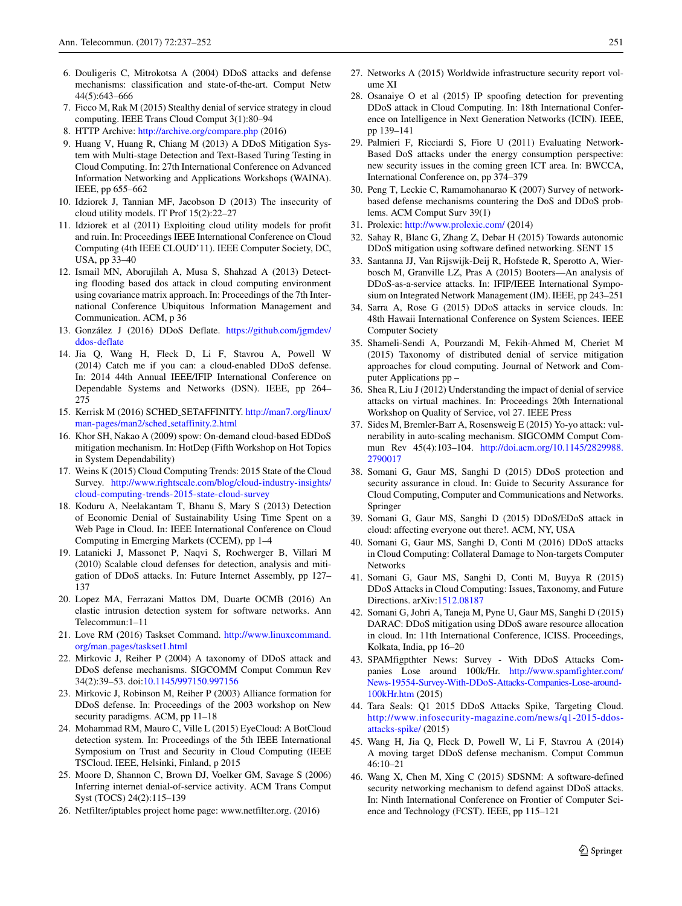6. Douligeris C, Mitrokotsa A (2004) DDoS attacks and defense mechanisms: classification and state-of-the-art. Comput Netw 44(5):643–666
7. Ficco M, Rak M (2015) Stealthy denial of service strategy in cloud computing. IEEE Trans Cloud Comput 3(1):80–94
8. HTTP Archive: http://archive.org/compare.php (2016)
9. Huang V, Huang R, Chiang M (2013) A DDoS Mitigation System with Multi-stage Detection and Text-Based Turing Testing in Cloud Computing. In: 27th International Conference on Advanced Information Networking and Applications Workshops (WAINA). IEEE, pp 655–662
10. Idziorek J, Tannian MF, Jacobson D (2013) The insecurity of cloud utility models. IT Prof 15(2):22–27
11. Idziorek et al (2011) Exploiting cloud utility models for profit and ruin. In: Proceedings IEEE International Conference on Cloud Computing (4th IEEE CLOUD'11). IEEE Computer Society, DC, USA, pp 33–40
12. Ismail MN, Aborujilah A, Musa S, Shahzad A (2013) Detecting flooding based dos attack in cloud computing environment using covariance matrix approach. In: Proceedings of the 7th International Conference Ubiquitous Information Management and Communication. ACM, p 36
13. González J (2016) DDoS Deflate. https://github.com/jgmdev/ddos-deflate
14. Jia Q, Wang H, Fleck D, Li F, Stavrou A, Powell W (2014) Catch me if you can: a cloud-enabled DDoS defense. In: 2014 44th Annual IEEE/IFIP International Conference on Dependable Systems and Networks (DSN). IEEE, pp 264–275
15. Kerrisk M (2016) SCHED_SETAFFINITY. http://man7.org/linux/man-pages/man2/sched_setaffinity.2.html
16. Khor SH, Nakao A (2009) spow: On-demand cloud-based EDDoS mitigation mechanism. In: HotDep (Fifth Workshop on Hot Topics in System Dependability)
17. Weins K (2015) Cloud Computing Trends: 2015 State of the Cloud Survey. http://www.rightscale.com/blog/cloud-industry-insights/cloud-computing-trends-2015-state-cloud-survey
18. Koduru A, Neelakantam T, Bhanu S, Mary S (2013) Detection of Economic Denial of Sustainability Using Time Spent on a Web Page in Cloud. In: IEEE International Conference on Cloud Computing in Emerging Markets (CCEM), pp 1–4
19. Latanicki J, Massonet P, Naqvi S, Rochwerger B, Villari M (2010) Scalable cloud defenses for detection, analysis and mitigation of DDoS attacks. In: Future Internet Assembly, pp 127–137
20. Lopez MA, Ferrazani Mattos DM, Duarte OCMB (2016) An elastic intrusion detection system for software networks. Ann Telecommun:1–11
21. Love RM (2016) Taskset Command. http://www.linuxcommand.org/man_pages/taskset1.html
22. Mirkovic J, Reiher P (2004) A taxonomy of DDoS attack and DDoS defense mechanisms. SIGCOMM Comput Commun Rev 34(2):39–53. doi:10.1145/997150.997156
23. Mirkovic J, Robinson M, Reiher P (2003) Alliance formation for DDoS defense. In: Proceedings of the 2003 workshop on New security paradigms. ACM, pp 11–18
24. Mohammad RM, Mauro C, Ville L (2015) EyeCloud: A BotCloud detection system. In: Proceedings of the 5th IEEE International Symposium on Trust and Security in Cloud Computing (IEEE TSCloud. IEEE, Helsinki, Finland, p 2015
25. Moore D, Shannon C, Brown DJ, Voelker GM, Savage S (2006) Inferring internet denial-of-service activity. ACM Trans Comput Syst (TOCS) 24(2):115–139
26. Netfilter/iptables project home page: www.netfilter.org. (2016)
27. Networks A (2015) Worldwide infrastructure security report volume XI
28. Osanaiye O et al (2015) IP spoofing detection for preventing DDoS attack in Cloud Computing. In: 18th International Conference on Intelligence in Next Generation Networks (ICIN). IEEE, pp 139–141
29. Palmieri F, Ricciardi S, Fiore U (2011) Evaluating Network-Based DoS attacks under the energy consumption perspective: new security issues in the coming green ICT area. In: BWCCA, International Conference on, pp 374–379
30. Peng T, Leckie C, Ramamohanarao K (2007) Survey of network-based defense mechanisms countering the DoS and DDoS problems. ACM Comput Surv 39(1)
31. Prolexic: http://www.prolexic.com/ (2014)
32. Sahay R, Blanc G, Zhang Z, Debar H (2015) Towards autonomic DDoS mitigation using software defined networking. SENT 15
33. Santanna JJ, Van Rijswijk-Deij R, Hofstede R, Sperotto A, Wierbosch M, Granville LZ, Pras A (2015) Booters—An analysis of DDoS-as-a-service attacks. In: IFIP/IEEE International Symposium on Integrated Network Management (IM). IEEE, pp 243–251
34. Sarra A, Rose G (2015) DDoS attacks in service clouds. In: 48th Hawaii International Conference on System Sciences. IEEE Computer Society
35. Shameli-Sendi A, Pourzandi M, Fekih-Ahmed M, Cheriet M (2015) Taxonomy of distributed denial of service mitigation approaches for cloud computing. Journal of Network and Computer Applications pp –
36. Shea R, Liu J (2012) Understanding the impact of denial of service attacks on virtual machines. In: Proceedings 20th International Workshop on Quality of Service, vol 27. IEEE Press
37. Sides M, Bremler-Barr A, Rosensweig E (2015) Yo-yo attack: vulnerability in auto-scaling mechanism. SIGCOMM Comput Commun Rev 45(4):103–104. http://doi.acm.org/10.1145/2829988.2790017
38. Somani G, Gaur MS, Sanghi D (2015) DDoS protection and security assurance in cloud. In: Guide to Security Assurance for Cloud Computing, Computer and Communications and Networks. Springer
39. Somani G, Gaur MS, Sanghi D (2015) DDoS/EDoS attack in cloud: affecting everyone out there!. ACM, NY, USA
40. Somani G, Gaur MS, Sanghi D, Conti M (2016) DDoS attacks in Cloud Computing: Collateral Damage to Non-targets Computer Networks
41. Somani G, Gaur MS, Sanghi D, Conti M, Buyya R (2015) DDoS Attacks in Cloud Computing: Issues, Taxonomy, and Future Directions. arXiv:1512.08187
42. Somani G, Johri A, Taneja M, Pyne U, Gaur MS, Sanghi D (2015) DARAC: DDoS mitigation using DDoS aware resource allocation in cloud. In: 11th International Conference, ICISS. Proceedings, Kolkata, India, pp 16–20
43. SPAMfigpthter News: Survey - With DDoS Attacks Companies Lose around 100k/Hr. http://www.spamfighter.com/News-19554-Survey-With-DDoS-Attacks-Companies-Lose-around-100kHr.htm (2015)
44. Tara Seals: Q1 2015 DDoS Attacks Spike, Targeting Cloud. http://www.infosecurity-magazine.com/news/q1-2015-ddos-attacks-spike/ (2015)
45. Wang H, Jia Q, Fleck D, Powell W, Li F, Stavrou A (2014) A moving target DDoS defense mechanism. Comput Commun 46:10–21
46. Wang X, Chen M, Xing C (2015) SDSNM: A software-defined security networking mechanism to defend against DDoS attacks. In: Ninth International Conference on Frontier of Computer Science and Technology (FCST). IEEE, pp 115–121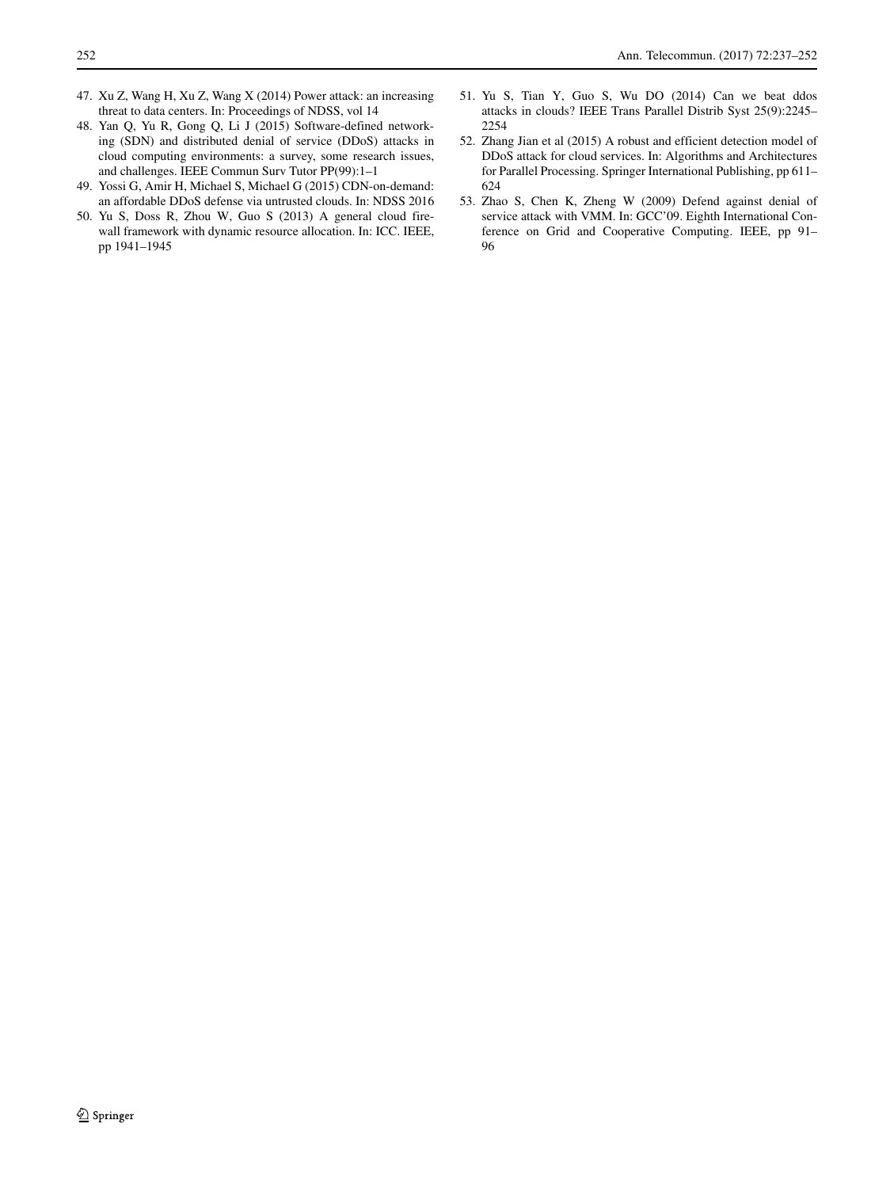47. Xu Z, Wang H, Xu Z, Wang X (2014) Power attack: an increasing threat to data centers. In: Proceedings of NDSS, vol 14
48. Yan Q, Yu R, Gong Q, Li J (2015) Software-defined networking (SDN) and distributed denial of service (DDoS) attacks in cloud computing environments: a survey, some research issues, and challenges. IEEE Commun Surv Tutor PP(99):1–1
49. Yossi G, Amir H, Michael S, Michael G (2015) CDN-on-demand: an affordable DDoS defense via untrusted clouds. In: NDSS 2016
50. Yu S, Doss R, Zhou W, Guo S (2013) A general cloud firewall framework with dynamic resource allocation. In: ICC. IEEE, pp 1941–1945
51. Yu S, Tian Y, Guo S, Wu DO (2014) Can we beat ddos attacks in clouds? IEEE Trans Parallel Distrib Syst 25(9):2245–2254
52. Zhang Jian et al (2015) A robust and efficient detection model of DDoS attack for cloud services. In: Algorithms and Architectures for Parallel Processing. Springer International Publishing, pp 611–624
53. Zhao S, Chen K, Zheng W (2009) Defend against denial of service attack with VMM. In: GCC'09. Eighth International Conference on Grid and Cooperative Computing. IEEE, pp 91–96